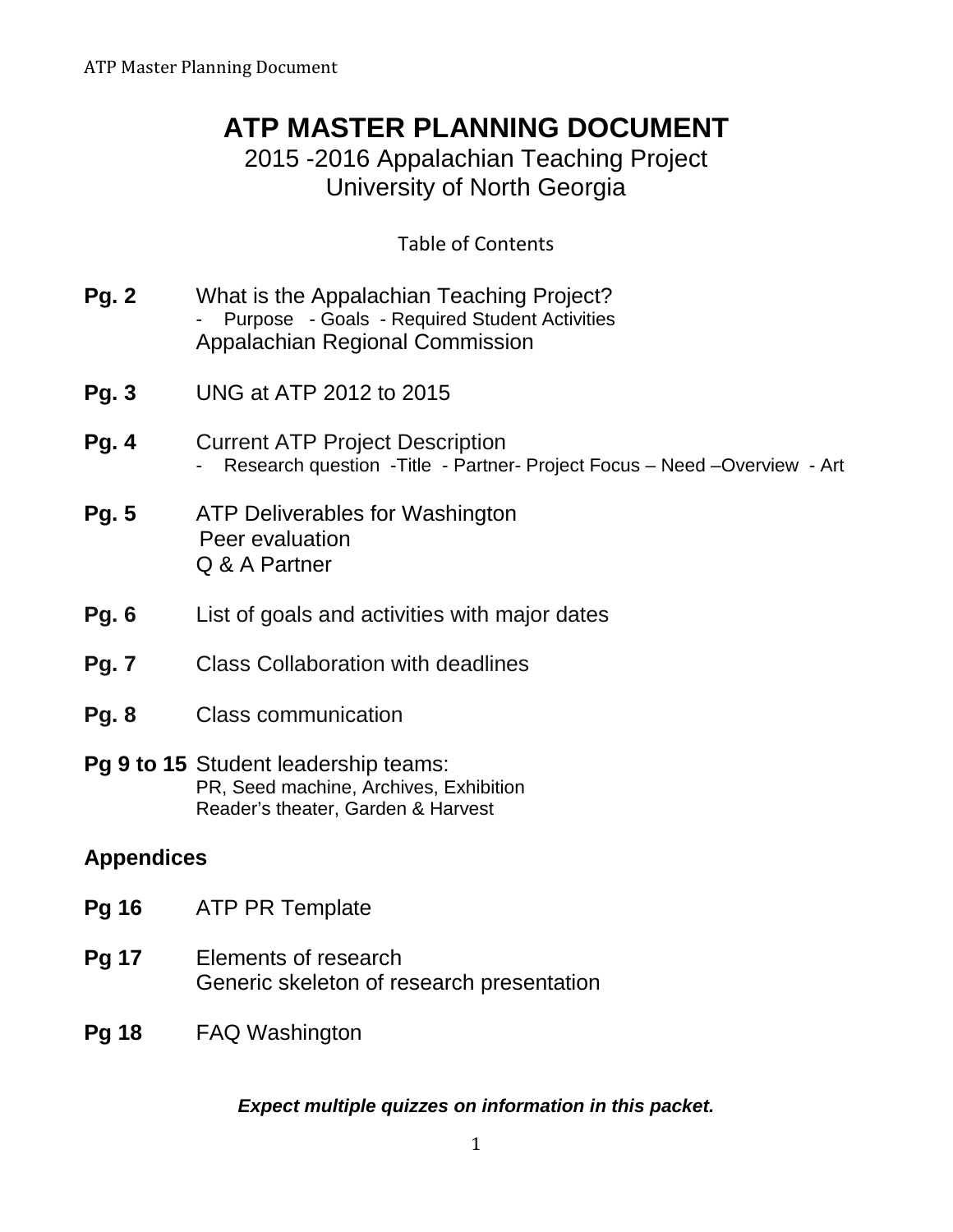# ATP MASTER PLANNING DOCUMENT

## 2015 -2016 Appalachian Teaching Project
## University of North Georgia

Table of Contents

**Pg. 2** What is the Appalachian Teaching Project?
- Purpose - Goals - Required Student Activities

Appalachian Regional Commission

**Pg. 3** UNG at ATP 2012 to 2015

**Pg. 4** Current ATP Project Description
- Research question -Title - Partner- Project Focus – Need –Overview - Art

**Pg. 5** ATP Deliverables for Washington
Peer evaluation
Q & A Partner

**Pg. 6** List of goals and activities with major dates

**Pg. 7** Class Collaboration with deadlines

**Pg. 8** Class communication

**Pg 9 to 15** Student leadership teams:
PR, Seed machine, Archives, Exhibition
Reader's theater, Garden & Harvest

**Appendices**

**Pg 16** ATP PR Template

**Pg 17** Elements of research
Generic skeleton of research presentation

**Pg 18** FAQ Washington

***Expect multiple quizzes on information in this packet.***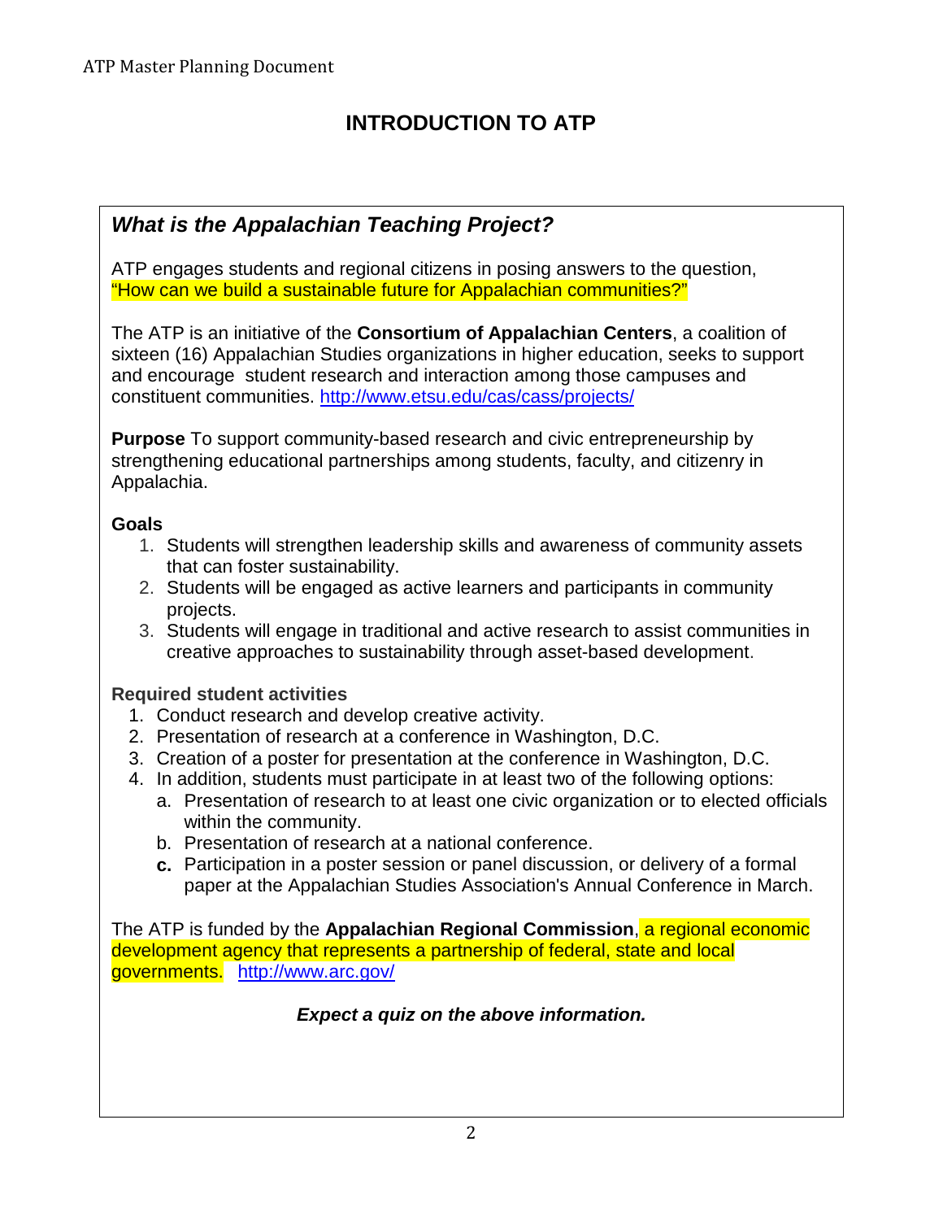# INTRODUCTION TO ATP

## *What is the Appalachian Teaching Project?*

ATP engages students and regional citizens in posing answers to the question, "How can we build a sustainable future for Appalachian communities?"

The ATP is an initiative of the **Consortium of Appalachian Centers**, a coalition of sixteen (16) Appalachian Studies organizations in higher education, seeks to support and encourage student research and interaction among those campuses and constituent communities. http://www.etsu.edu/cas/cass/projects/

**Purpose** To support community-based research and civic entrepreneurship by strengthening educational partnerships among students, faculty, and citizenry in Appalachia.

**Goals**

1. Students will strengthen leadership skills and awareness of community assets that can foster sustainability.
2. Students will be engaged as active learners and participants in community projects.
3. Students will engage in traditional and active research to assist communities in creative approaches to sustainability through asset-based development.

**Required student activities**

1. Conduct research and develop creative activity.
2. Presentation of research at a conference in Washington, D.C.
3. Creation of a poster for presentation at the conference in Washington, D.C.
4. In addition, students must participate in at least two of the following options:
   a. Presentation of research to at least one civic organization or to elected officials within the community.
   b. Presentation of research at a national conference.
   c. Participation in a poster session or panel discussion, or delivery of a formal paper at the Appalachian Studies Association's Annual Conference in March.

The ATP is funded by the **Appalachian Regional Commission**, a regional economic development agency that represents a partnership of federal, state and local governments. http://www.arc.gov/

***Expect a quiz on the above information.***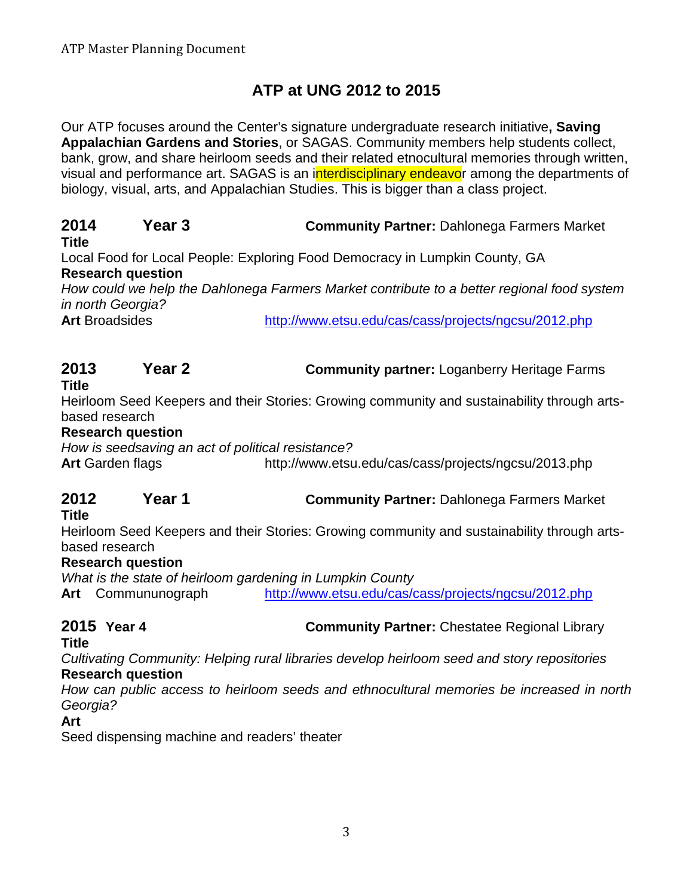# ATP at UNG 2012 to 2015

Our ATP focuses around the Center's signature undergraduate research initiative**, Saving Appalachian Gardens and Stories**, or SAGAS. Community members help students collect, bank, grow, and share heirloom seeds and their related etnocultural memories through written, visual and performance art. SAGAS is an interdisciplinary endeavor among the departments of biology, visual, arts, and Appalachian Studies. This is bigger than a class project.

## 2014 Year 3 — **Community Partner:** Dahlonega Farmers Market

**Title**

Local Food for Local People: Exploring Food Democracy in Lumpkin County, GA

**Research question**

*How could we help the Dahlonega Farmers Market contribute to a better regional food system in north Georgia?*

**Art** Broadsides http://www.etsu.edu/cas/cass/projects/ngcsu/2012.php

## 2013 Year 2 — **Community partner:** Loganberry Heritage Farms

**Title**

Heirloom Seed Keepers and their Stories: Growing community and sustainability through arts-based research

**Research question**

*How is seedsaving an act of political resistance?*

**Art** Garden flags http://www.etsu.edu/cas/cass/projects/ngcsu/2013.php

## 2012 Year 1 — **Community Partner:** Dahlonega Farmers Market

**Title**

Heirloom Seed Keepers and their Stories: Growing community and sustainability through arts-based research

**Research question**

*What is the state of heirloom gardening in Lumpkin County*

**Art** Commununograph http://www.etsu.edu/cas/cass/projects/ngcsu/2012.php

## 2015 Year 4 — **Community Partner:** Chestatee Regional Library

**Title**

*Cultivating Community: Helping rural libraries develop heirloom seed and story repositories*

**Research question**

*How can public access to heirloom seeds and ethnocultural memories be increased in north Georgia?*

**Art**

Seed dispensing machine and readers' theater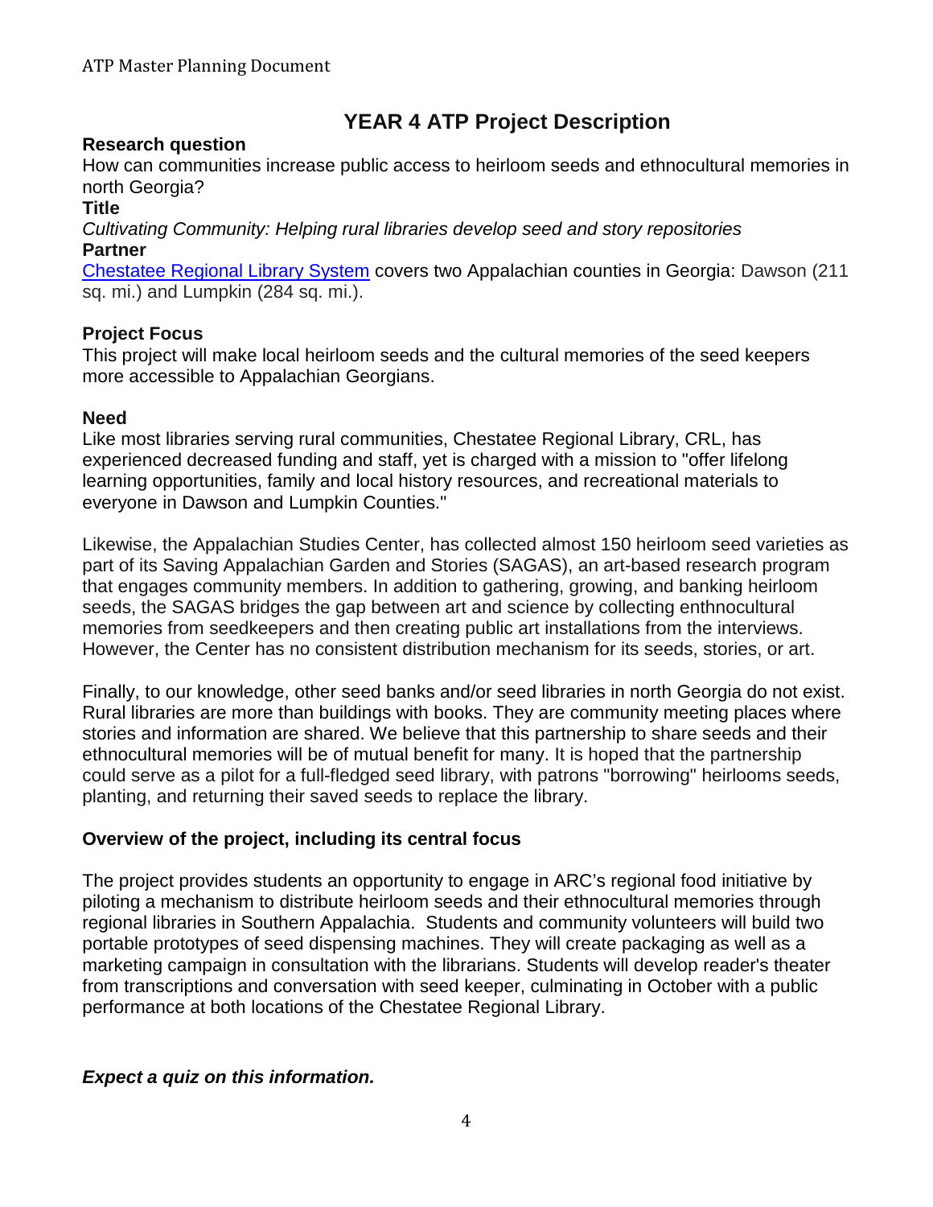## YEAR 4 ATP Project Description

**Research question**

How can communities increase public access to heirloom seeds and ethnocultural memories in north Georgia?

**Title**

*Cultivating Community: Helping rural libraries develop seed and story repositories*

**Partner**

Chestatee Regional Library System covers two Appalachian counties in Georgia: Dawson (211 sq. mi.) and Lumpkin (284 sq. mi.).

**Project Focus**

This project will make local heirloom seeds and the cultural memories of the seed keepers more accessible to Appalachian Georgians.

**Need**

Like most libraries serving rural communities, Chestatee Regional Library, CRL, has experienced decreased funding and staff, yet is charged with a mission to "offer lifelong learning opportunities, family and local history resources, and recreational materials to everyone in Dawson and Lumpkin Counties."

Likewise, the Appalachian Studies Center, has collected almost 150 heirloom seed varieties as part of its Saving Appalachian Garden and Stories (SAGAS), an art-based research program that engages community members. In addition to gathering, growing, and banking heirloom seeds, the SAGAS bridges the gap between art and science by collecting enthnocultural memories from seedkeepers and then creating public art installations from the interviews. However, the Center has no consistent distribution mechanism for its seeds, stories, or art.

Finally, to our knowledge, other seed banks and/or seed libraries in north Georgia do not exist. Rural libraries are more than buildings with books. They are community meeting places where stories and information are shared. We believe that this partnership to share seeds and their ethnocultural memories will be of mutual benefit for many. It is hoped that the partnership could serve as a pilot for a full-fledged seed library, with patrons "borrowing" heirlooms seeds, planting, and returning their saved seeds to replace the library.

**Overview of the project, including its central focus**

The project provides students an opportunity to engage in ARC's regional food initiative by piloting a mechanism to distribute heirloom seeds and their ethnocultural memories through regional libraries in Southern Appalachia. Students and community volunteers will build two portable prototypes of seed dispensing machines. They will create packaging as well as a marketing campaign in consultation with the librarians. Students will develop reader's theater from transcriptions and conversation with seed keeper, culminating in October with a public performance at both locations of the Chestatee Regional Library.

***Expect a quiz on this information.***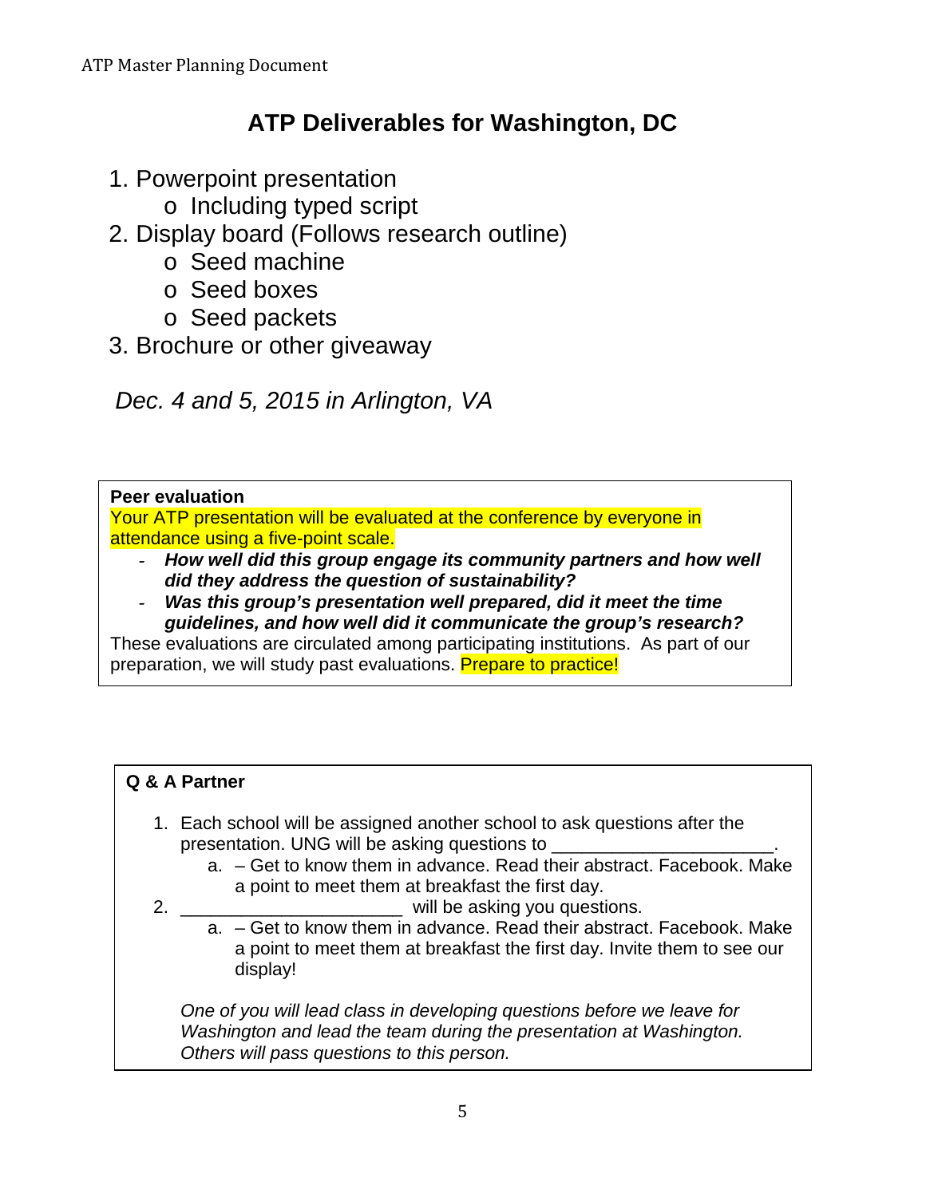# ATP Deliverables for Washington, DC

1. Powerpoint presentation
    - Including typed script
2. Display board (Follows research outline)
    - Seed machine
    - Seed boxes
    - Seed packets
3. Brochure or other giveaway

*Dec. 4 and 5, 2015 in Arlington, VA*

**Peer evaluation**

Your ATP presentation will be evaluated at the conference by everyone in attendance using a five-point scale.

- ***How well did this group engage its community partners and how well did they address the question of sustainability?***
- ***Was this group's presentation well prepared, did it meet the time guidelines, and how well did it communicate the group's research?***

These evaluations are circulated among participating institutions. As part of our preparation, we will study past evaluations. Prepare to practice!

**Q & A Partner**

1. Each school will be assigned another school to ask questions after the presentation. UNG will be asking questions to ______________________.
    a. – Get to know them in advance. Read their abstract. Facebook. Make a point to meet them at breakfast the first day.
2. ______________________ will be asking you questions.
    a. – Get to know them in advance. Read their abstract. Facebook. Make a point to meet them at breakfast the first day. Invite them to see our display!

*One of you will lead class in developing questions before we leave for Washington and lead the team during the presentation at Washington. Others will pass questions to this person.*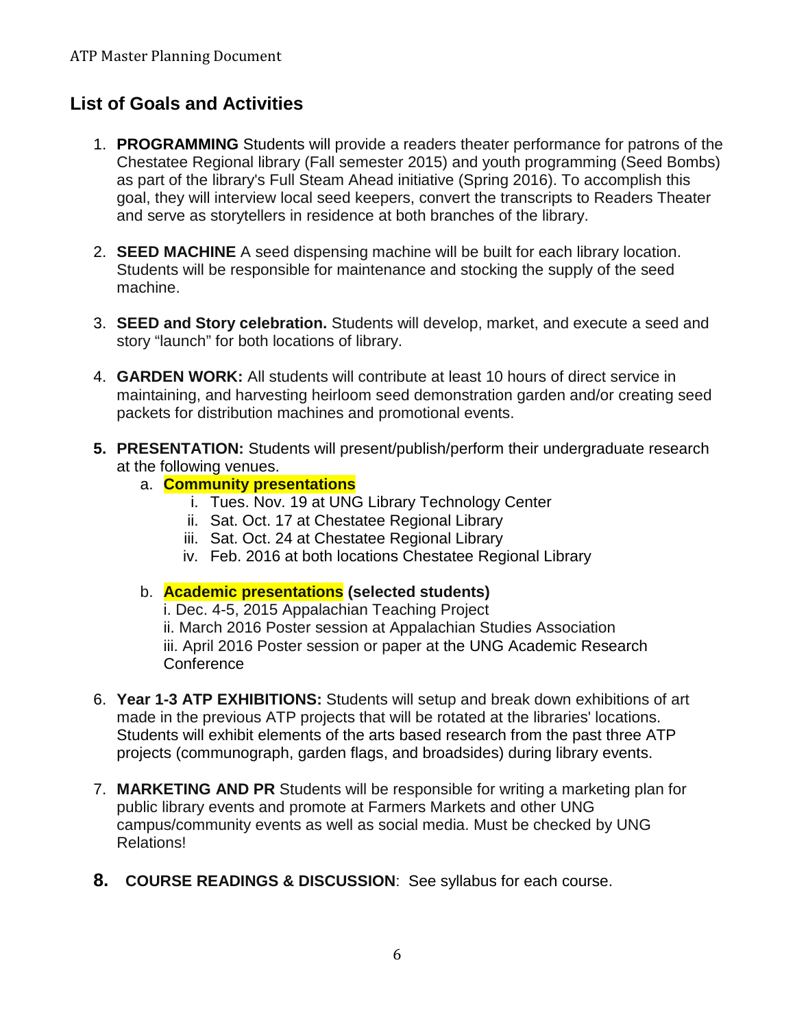## List of Goals and Activities

1. **PROGRAMMING** Students will provide a readers theater performance for patrons of the Chestatee Regional library (Fall semester 2015) and youth programming (Seed Bombs) as part of the library's Full Steam Ahead initiative (Spring 2016). To accomplish this goal, they will interview local seed keepers, convert the transcripts to Readers Theater and serve as storytellers in residence at both branches of the library.

2. **SEED MACHINE** A seed dispensing machine will be built for each library location. Students will be responsible for maintenance and stocking the supply of the seed machine.

3. **SEED and Story celebration.** Students will develop, market, and execute a seed and story "launch" for both locations of library.

4. **GARDEN WORK:** All students will contribute at least 10 hours of direct service in maintaining, and harvesting heirloom seed demonstration garden and/or creating seed packets for distribution machines and promotional events.

5. **PRESENTATION:** Students will present/publish/perform their undergraduate research at the following venues.
   a. **Community presentations**
      i. Tues. Nov. 19 at UNG Library Technology Center
      ii. Sat. Oct. 17 at Chestatee Regional Library
      iii. Sat. Oct. 24 at Chestatee Regional Library
      iv. Feb. 2016 at both locations Chestatee Regional Library

   b. **Academic presentations (selected students)**
      i. Dec. 4-5, 2015 Appalachian Teaching Project
      ii. March 2016 Poster session at Appalachian Studies Association
      iii. April 2016 Poster session or paper at the UNG Academic Research Conference

6. **Year 1-3 ATP EXHIBITIONS:** Students will setup and break down exhibitions of art made in the previous ATP projects that will be rotated at the libraries' locations. Students will exhibit elements of the arts based research from the past three ATP projects (communograph, garden flags, and broadsides) during library events.

7. **MARKETING AND PR** Students will be responsible for writing a marketing plan for public library events and promote at Farmers Markets and other UNG campus/community events as well as social media. Must be checked by UNG Relations!

8. **COURSE READINGS & DISCUSSION**: See syllabus for each course.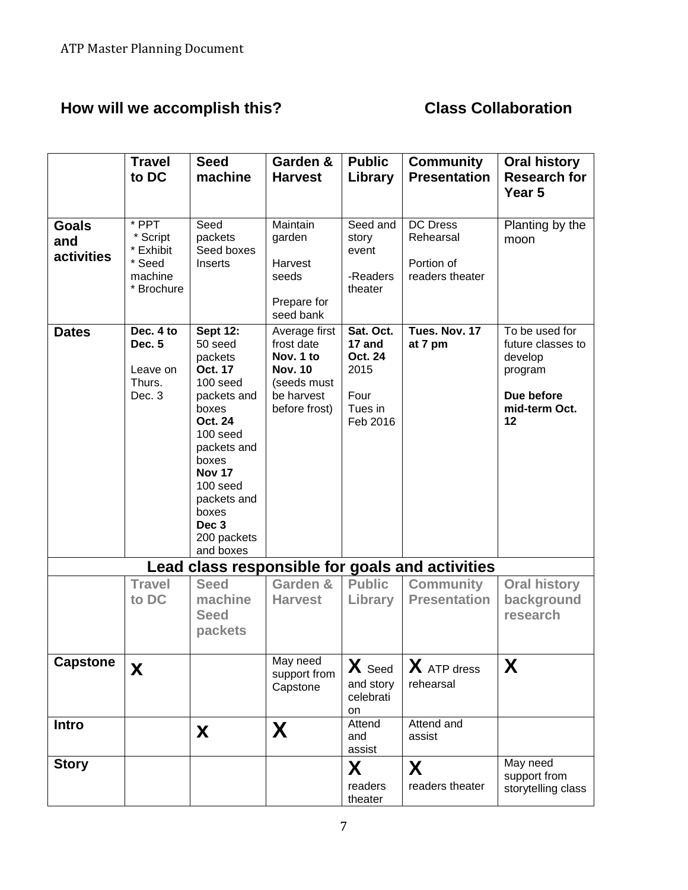ATP Master Planning Document

## How will we accomplish this? Class Collaboration

| | Travel to DC | Seed machine | Garden & Harvest | Public Library | Community Presentation | Oral history Research for Year 5 |
|---|---|---|---|---|---|---|
| **Goals and activities** | * PPT<br>* Script<br>* Exhibit<br>* Seed machine<br>* Brochure | Seed packets<br>Seed boxes<br>Inserts | Maintain garden<br><br>Harvest seeds<br><br>Prepare for seed bank | Seed and story event<br><br>-Readers theater | DC Dress Rehearsal<br><br>Portion of readers theater | Planting by the moon |
| **Dates** | **Dec. 4 to Dec. 5**<br><br>Leave on Thurs. Dec. 3 | **Sept 12:** 50 seed packets<br>**Oct. 17** 100 seed packets and boxes<br>**Oct. 24** 100 seed packets and boxes<br>**Nov 17** 100 seed packets and boxes<br>**Dec 3** 200 packets and boxes | Average first frost date **Nov. 1 to Nov. 10** (seeds must be harvest before frost) | **Sat. Oct. 17 and Oct. 24** 2015<br><br>Four Tues in Feb 2016 | **Tues. Nov. 17 at 7 pm** | To be used for future classes to develop program<br><br>**Due before mid-term Oct. 12** |
| **Lead class responsible for goals and activities** | | | | | | |
| | **Travel to DC** | **Seed machine Seed packets** | **Garden & Harvest** | **Public Library** | **Community Presentation** | **Oral history background research** |
| **Capstone** | **X** | | May need support from Capstone | **X** Seed and story celebration | **X** ATP dress rehearsal | **X** |
| **Intro** | | **X** | **X** | Attend and assist | Attend and assist | |
| **Story** | | | | **X** readers theater | **X** readers theater | May need support from storytelling class |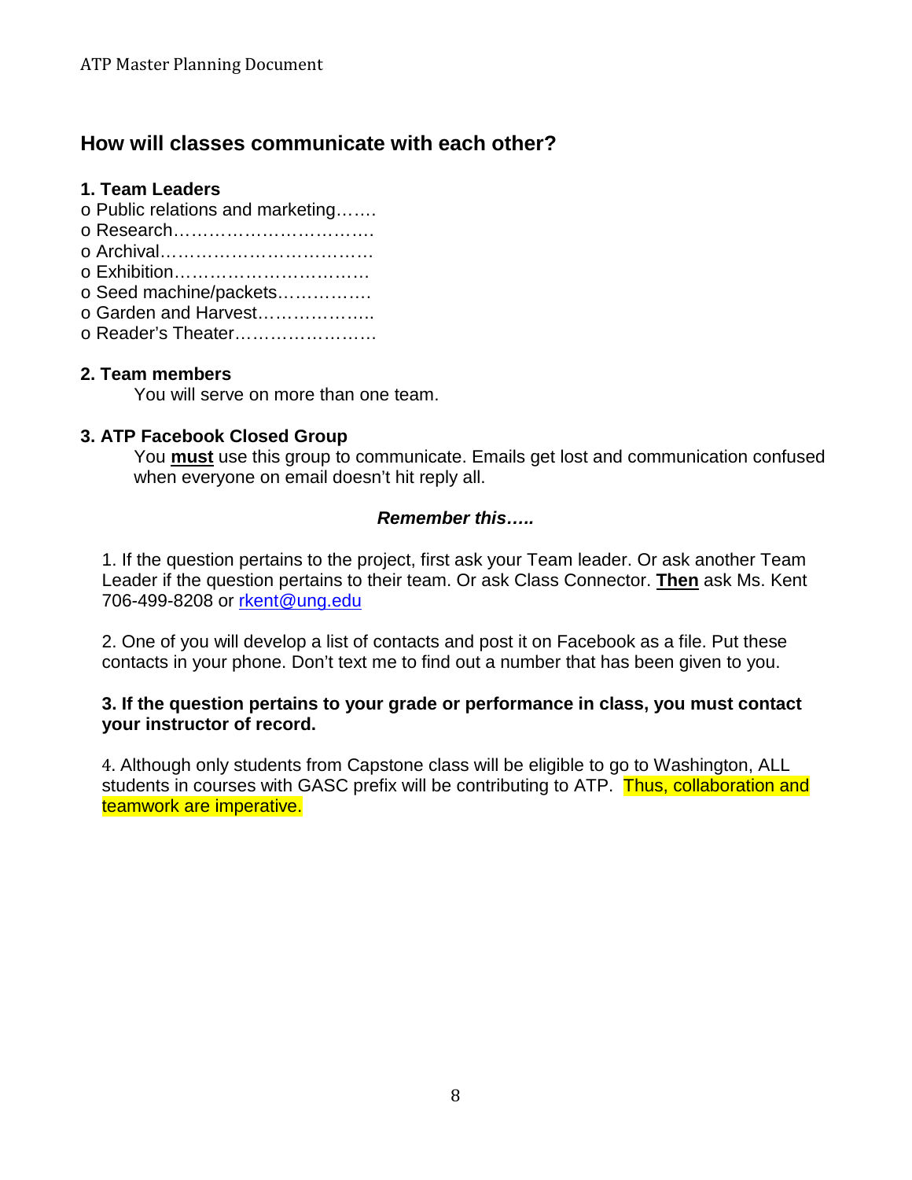## How will classes communicate with each other?

### 1. Team Leaders

- Public relations and marketing…….
- Research…………………………….
- Archival………………………………
- Exhibition……………………………
- Seed machine/packets…………….
- Garden and Harvest………………..
- Reader's Theater……………………

### 2. Team members

You will serve on more than one team.

### 3. ATP Facebook Closed Group

You **must** use this group to communicate. Emails get lost and communication confused when everyone on email doesn't hit reply all.

***Remember this…..***

1. If the question pertains to the project, first ask your Team leader. Or ask another Team Leader if the question pertains to their team. Or ask Class Connector. **Then** ask Ms. Kent 706-499-8208 or rkent@ung.edu

2. One of you will develop a list of contacts and post it on Facebook as a file. Put these contacts in your phone. Don't text me to find out a number that has been given to you.

**3. If the question pertains to your grade or performance in class, you must contact your instructor of record.**

4. Although only students from Capstone class will be eligible to go to Washington, ALL students in courses with GASC prefix will be contributing to ATP. Thus, collaboration and teamwork are imperative.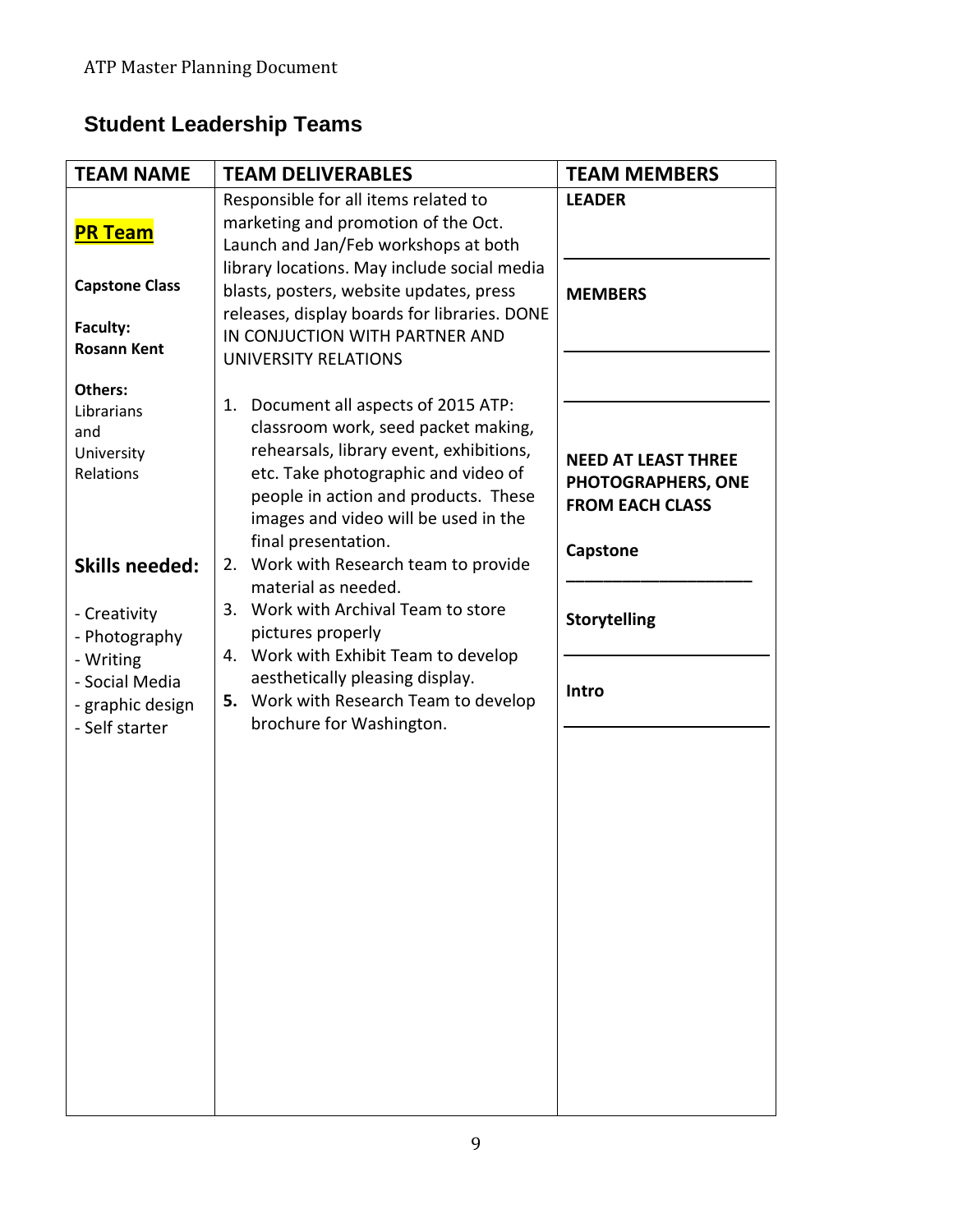## Student Leadership Teams

| TEAM NAME | TEAM DELIVERABLES | TEAM MEMBERS |
|---|---|---|
| **PR Team**<br><br>**Capstone Class**<br><br>**Faculty: Rosann Kent**<br><br>**Others:** Librarians and University Relations<br><br>**Skills needed:**<br><br>- Creativity<br>- Photography<br>- Writing<br>- Social Media<br>- graphic design<br>- Self starter | Responsible for all items related to marketing and promotion of the Oct. Launch and Jan/Feb workshops at both library locations. May include social media blasts, posters, website updates, press releases, display boards for libraries. DONE IN CONJUCTION WITH PARTNER AND UNIVERSITY RELATIONS<br><br>1. Document all aspects of 2015 ATP: classroom work, seed packet making, rehearsals, library event, exhibitions, etc. Take photographic and video of people in action and products. These images and video will be used in the final presentation.<br>2. Work with Research team to provide material as needed.<br>3. Work with Archival Team to store pictures properly<br>4. Work with Exhibit Team to develop aesthetically pleasing display.<br>5. Work with Research Team to develop brochure for Washington. | **LEADER**<br>\_\_\_\_\_\_\_\_\_\_\_\_\_\_\_\_\_\_\_\_<br><br>**MEMBERS**<br>\_\_\_\_\_\_\_\_\_\_\_\_\_\_\_\_\_\_\_\_<br>\_\_\_\_\_\_\_\_\_\_\_\_\_\_\_\_\_\_\_\_<br><br>**NEED AT LEAST THREE PHOTOGRAPHERS, ONE FROM EACH CLASS**<br><br>**Capstone**<br>\_\_\_\_\_\_\_\_\_\_\_\_\_\_\_\_\_\_\_\_<br><br>**Storytelling**<br>\_\_\_\_\_\_\_\_\_\_\_\_\_\_\_\_\_\_\_\_<br><br>**Intro**<br>\_\_\_\_\_\_\_\_\_\_\_\_\_\_\_\_\_\_\_\_ |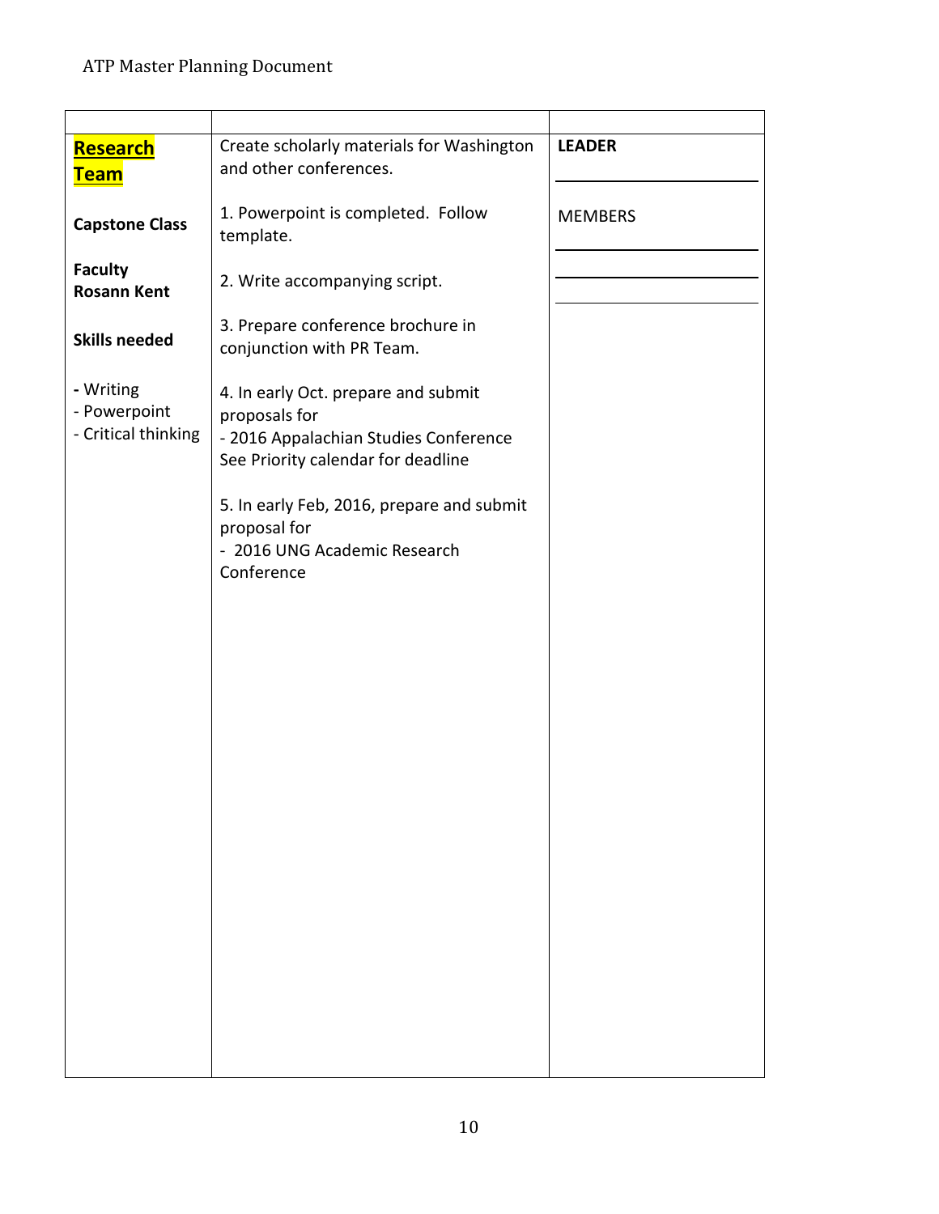| | | |
|---|---|---|
| **Research Team**<br><br>**Capstone Class**<br><br>**Faculty**<br>**Rosann Kent**<br><br>**Skills needed**<br><br>- Writing<br>- Powerpoint<br>- Critical thinking | Create scholarly materials for Washington and other conferences.<br><br>1. Powerpoint is completed. Follow template.<br><br>2. Write accompanying script.<br><br>3. Prepare conference brochure in conjunction with PR Team.<br><br>4. In early Oct. prepare and submit proposals for<br>- 2016 Appalachian Studies Conference<br>See Priority calendar for deadline<br><br>5. In early Feb, 2016, prepare and submit proposal for<br>- 2016 UNG Academic Research Conference | **LEADER**<br>\_\_\_\_\_\_\_\_\_\_\_\_\_\_\_\_<br><br>MEMBERS<br>\_\_\_\_\_\_\_\_\_\_\_\_\_\_\_\_<br>\_\_\_\_\_\_\_\_\_\_\_\_\_\_\_\_<br>\_\_\_\_\_\_\_\_\_\_\_\_\_\_\_\_ |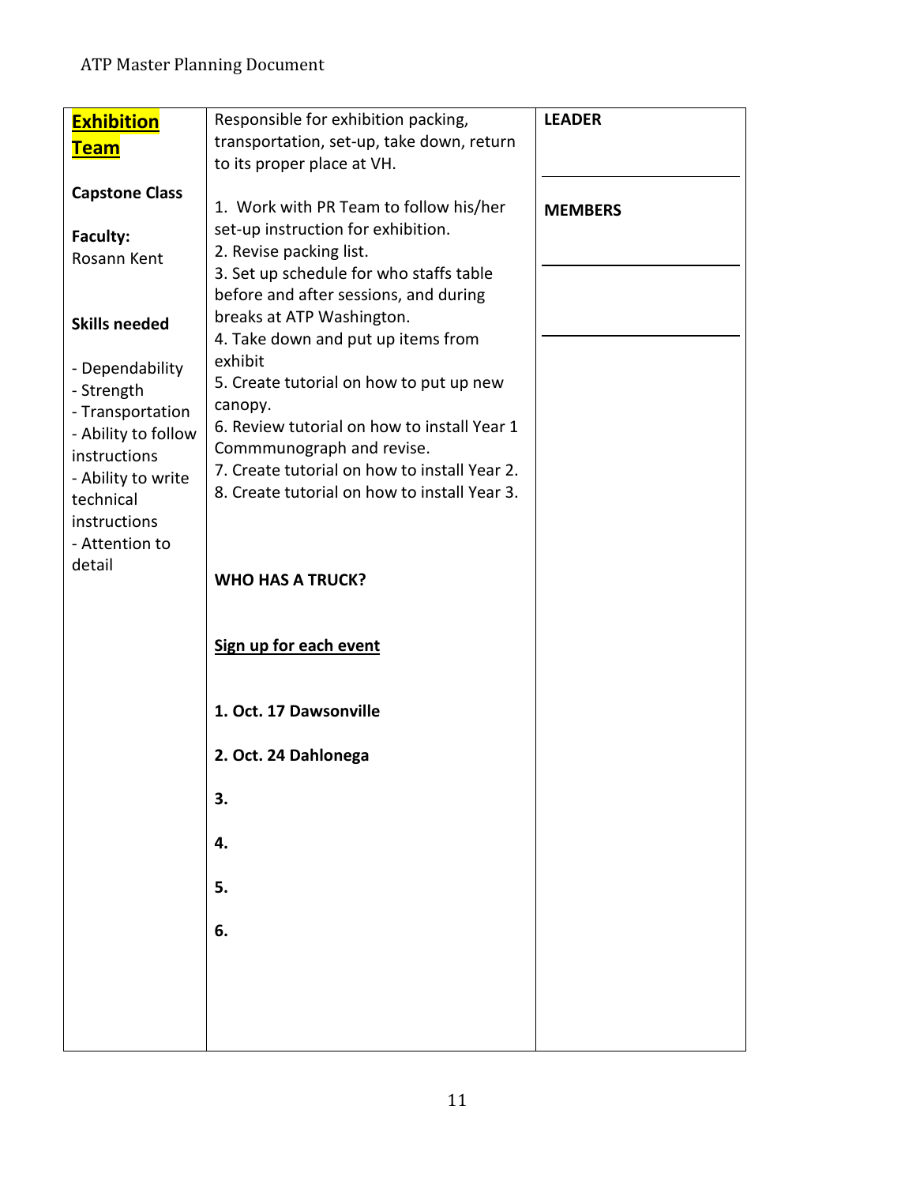| **Exhibition Team**<br><br>**Capstone Class**<br><br>**Faculty:** Rosann Kent<br><br>**Skills needed**<br><br>- Dependability<br>- Strength<br>- Transportation<br>- Ability to follow instructions<br>- Ability to write technical instructions<br>- Attention to detail | Responsible for exhibition packing, transportation, set-up, take down, return to its proper place at VH.<br><br>1. Work with PR Team to follow his/her set-up instruction for exhibition.<br>2. Revise packing list.<br>3. Set up schedule for who staffs table before and after sessions, and during breaks at ATP Washington.<br>4. Take down and put up items from exhibit<br>5. Create tutorial on how to put up new canopy.<br>6. Review tutorial on how to install Year 1 Commmunograph and revise.<br>7. Create tutorial on how to install Year 2.<br>8. Create tutorial on how to install Year 3.<br><br>**WHO HAS A TRUCK?**<br><br>**<u>Sign up for each event</u>**<br><br>**1. Oct. 17 Dawsonville**<br><br>**2. Oct. 24 Dahlonega**<br><br>**3.**<br><br>**4.**<br><br>**5.**<br><br>**6.** | **LEADER**<br><br>**MEMBERS** |
|---|---|---|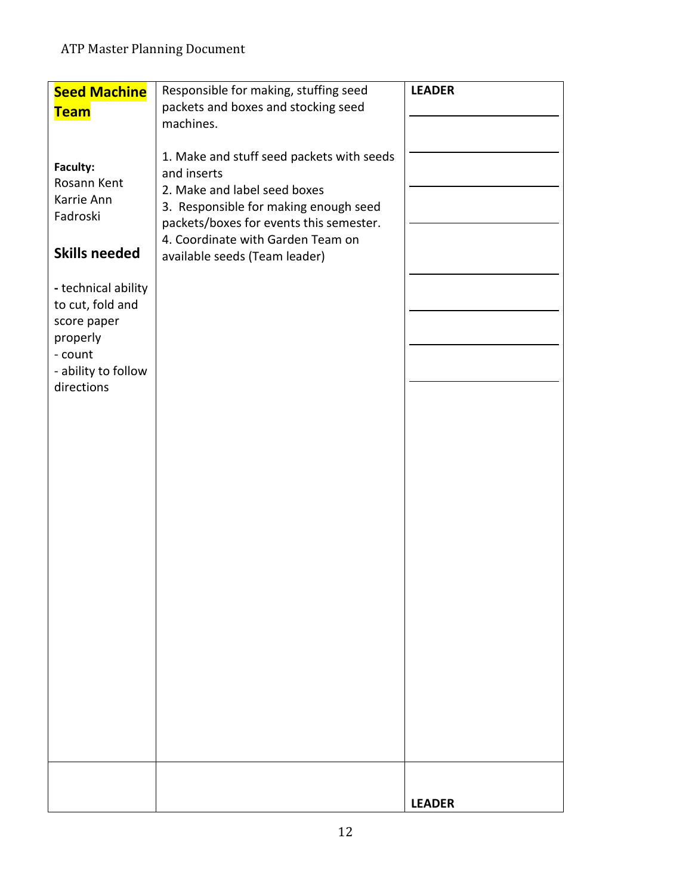| **Seed Machine Team**<br><br>**Faculty:**<br>Rosann Kent<br>Karrie Ann Fadroski<br><br>**Skills needed**<br><br>- technical ability to cut, fold and score paper properly<br>- count<br>- ability to follow directions | Responsible for making, stuffing seed packets and boxes and stocking seed machines.<br><br>1. Make and stuff seed packets with seeds and inserts<br>2. Make and label seed boxes<br>3. Responsible for making enough seed packets/boxes for events this semester.<br>4. Coordinate with Garden Team on available seeds (Team leader) | **LEADER**<br>\_\_\_\_\_\_\_\_\_\_\_\_\_\_\_\_<br>\_\_\_\_\_\_\_\_\_\_\_\_\_\_\_\_<br>\_\_\_\_\_\_\_\_\_\_\_\_\_\_\_\_<br>\_\_\_\_\_\_\_\_\_\_\_\_\_\_\_\_<br>\_\_\_\_\_\_\_\_\_\_\_\_\_\_\_\_<br>\_\_\_\_\_\_\_\_\_\_\_\_\_\_\_\_<br>\_\_\_\_\_\_\_\_\_\_\_\_\_\_\_\_<br>\_\_\_\_\_\_\_\_\_\_\_\_\_\_\_\_ |
|---|---|---|
| | | **LEADER** |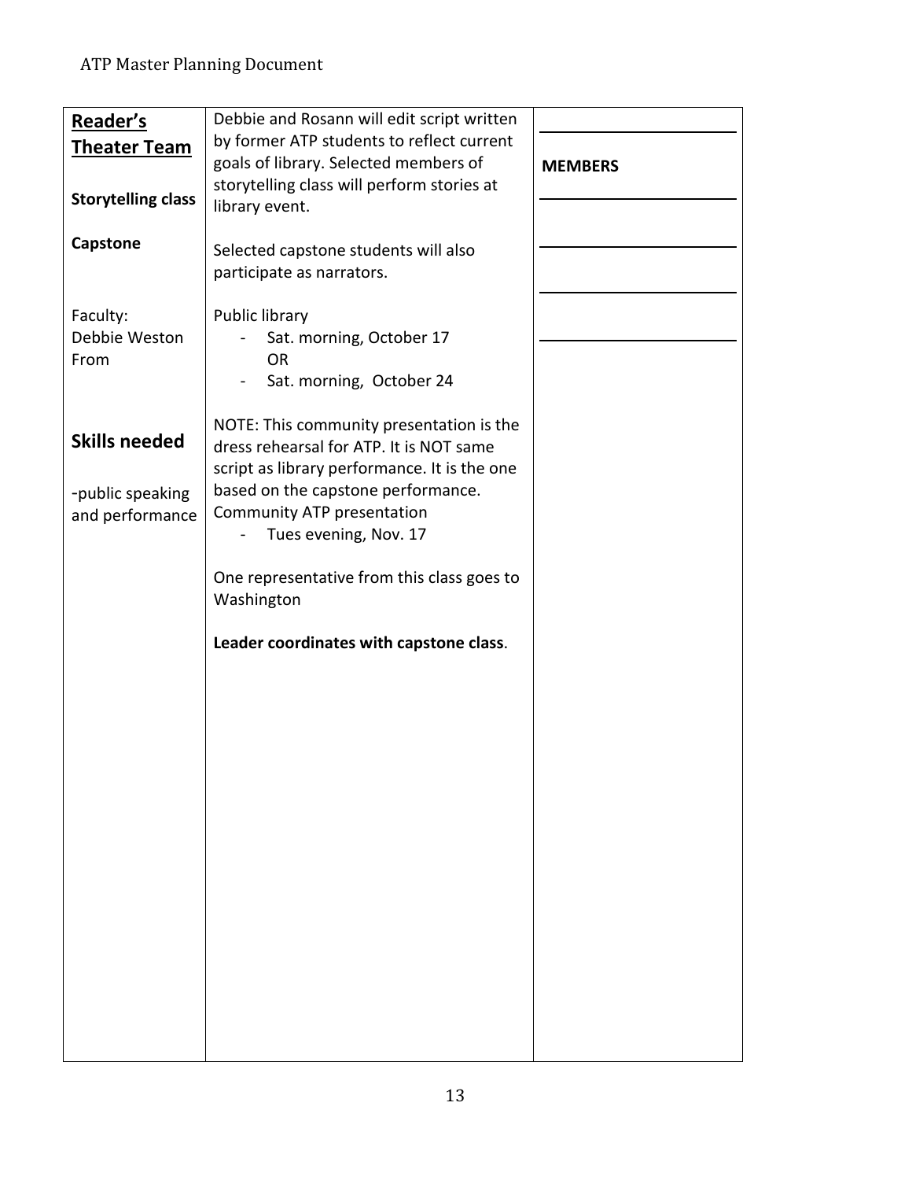| **Reader's Theater Team**<br><br>**Storytelling class**<br><br>**Capstone**<br><br>Faculty:<br>Debbie Weston<br>From<br><br>**Skills needed**<br><br>-public speaking and performance | Debbie and Rosann will edit script written by former ATP students to reflect current goals of library. Selected members of storytelling class will perform stories at library event.<br><br>Selected capstone students will also participate as narrators.<br><br>Public library<br>- Sat. morning, October 17<br>OR<br>- Sat. morning, October 24<br><br>NOTE: This community presentation is the dress rehearsal for ATP. It is NOT same script as library performance. It is the one based on the capstone performance.<br>Community ATP presentation<br>- Tues evening, Nov. 17<br><br>One representative from this class goes to Washington<br><br>**Leader coordinates with capstone class**. | ______<br><br>**MEMBERS**<br>______<br><br>______<br><br>______<br><br>______ |
|---|---|---|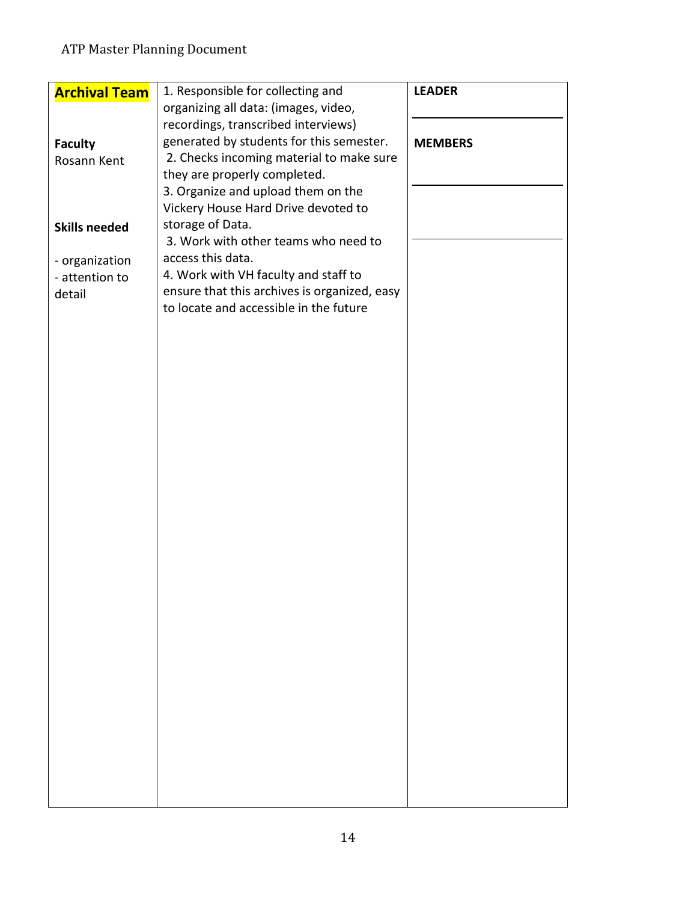| Archival Team | | |
|---|---|---|
| **Faculty**<br>Rosann Kent<br><br>**Skills needed**<br>- organization<br>- attention to detail | 1. Responsible for collecting and organizing all data: (images, video, recordings, transcribed interviews) generated by students for this semester.<br>2. Checks incoming material to make sure they are properly completed.<br>3. Organize and upload them on the Vickery House Hard Drive devoted to storage of Data.<br>3. Work with other teams who need to access this data.<br>4. Work with VH faculty and staff to ensure that this archives is organized, easy to locate and accessible in the future | **LEADER**<br>\_\_\_\_\_\_\_\_\_\_\_\_\_\_\_\_<br><br>**MEMBERS**<br>\_\_\_\_\_\_\_\_\_\_\_\_\_\_\_\_<br>\_\_\_\_\_\_\_\_\_\_\_\_\_\_\_\_ |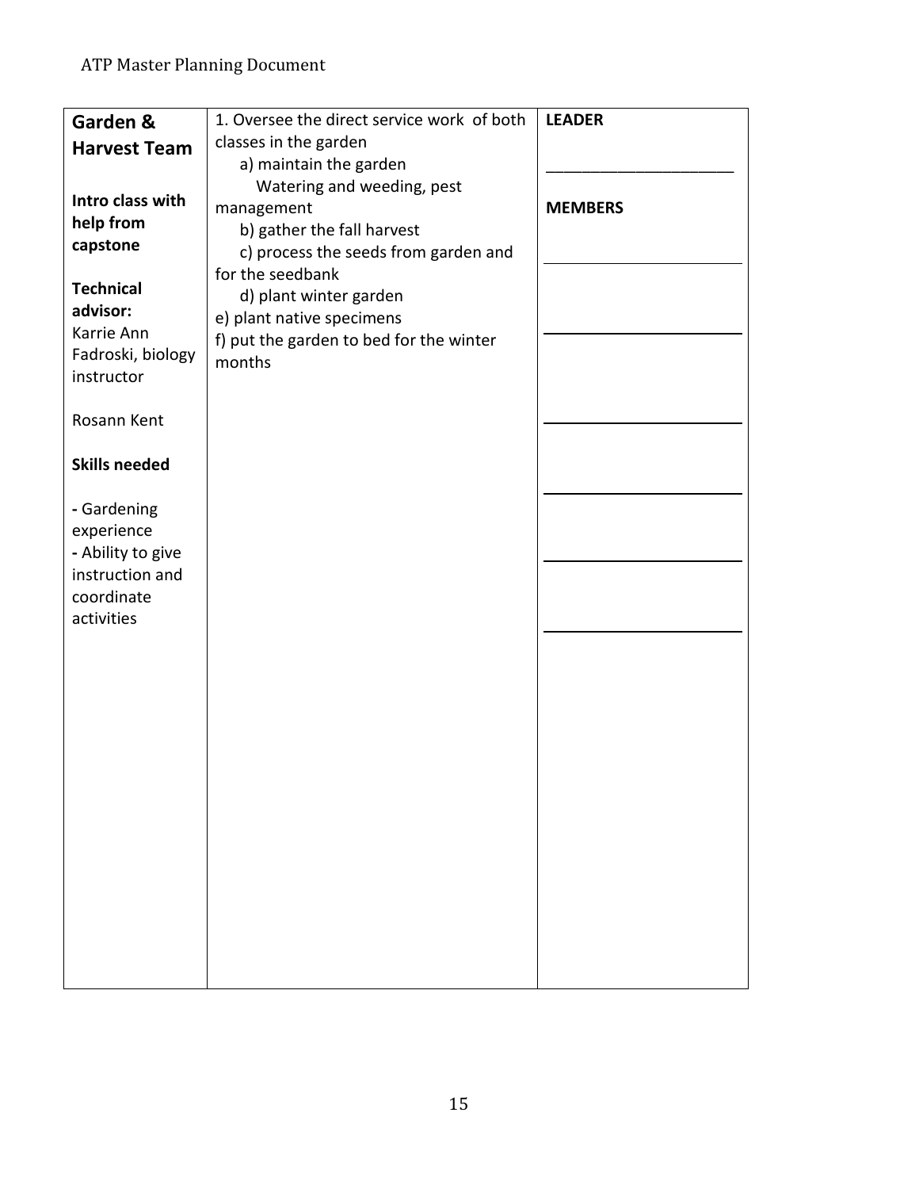| Garden & Harvest Team | 1. Oversee the direct service work of both classes in the garden | LEADER |
|---|---|---|
| **Intro class with help from capstone**<br><br>**Technical advisor:** Karrie Ann Fadroski, biology instructor<br><br>Rosann Kent<br><br>**Skills needed**<br><br>**-** Gardening experience<br>**-** Ability to give instruction and coordinate activities | a) maintain the garden<br>Watering and weeding, pest management<br>b) gather the fall harvest<br>c) process the seeds from garden and for the seedbank<br>d) plant winter garden<br>e) plant native specimens<br>f) put the garden to bed for the winter months | ______________________<br><br>**MEMBERS**<br><br>______________________<br><br>______________________<br><br>______________________<br><br>______________________<br><br>______________________<br><br>______________________ |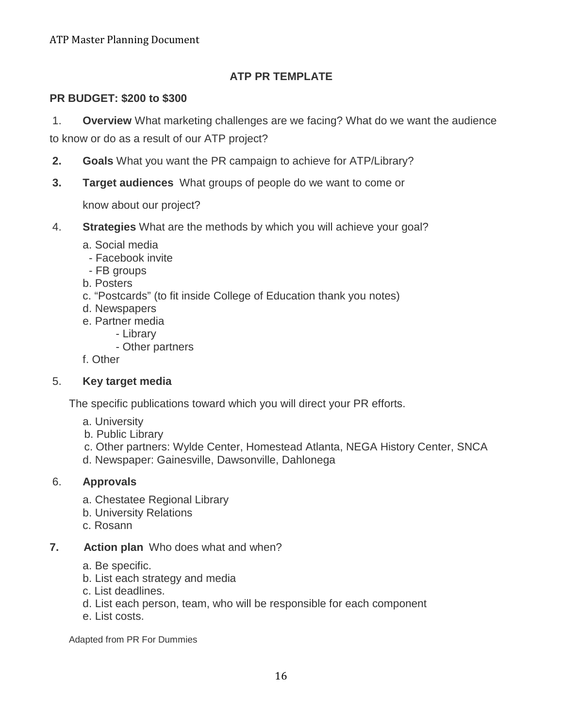## ATP PR TEMPLATE

**PR BUDGET: $200 to $300**

1. **Overview** What marketing challenges are we facing? What do we want the audience to know or do as a result of our ATP project?

2. **Goals** What you want the PR campaign to achieve for ATP/Library?

3. **Target audiences** What groups of people do we want to come or know about our project?

4. **Strategies** What are the methods by which you will achieve your goal?

   a. Social media
      - Facebook invite
      - FB groups

   b. Posters

   c. "Postcards" (to fit inside College of Education thank you notes)

   d. Newspapers

   e. Partner media
      - Library
      - Other partners

   f. Other

5. **Key target media**

   The specific publications toward which you will direct your PR efforts.

   a. University

   b. Public Library

   c. Other partners: Wylde Center, Homestead Atlanta, NEGA History Center, SNCA

   d. Newspaper: Gainesville, Dawsonville, Dahlonega

6. **Approvals**

   a. Chestatee Regional Library

   b. University Relations

   c. Rosann

7. **Action plan** Who does what and when?

   a. Be specific.

   b. List each strategy and media

   c. List deadlines.

   d. List each person, team, who will be responsible for each component

   e. List costs.

Adapted from PR For Dummies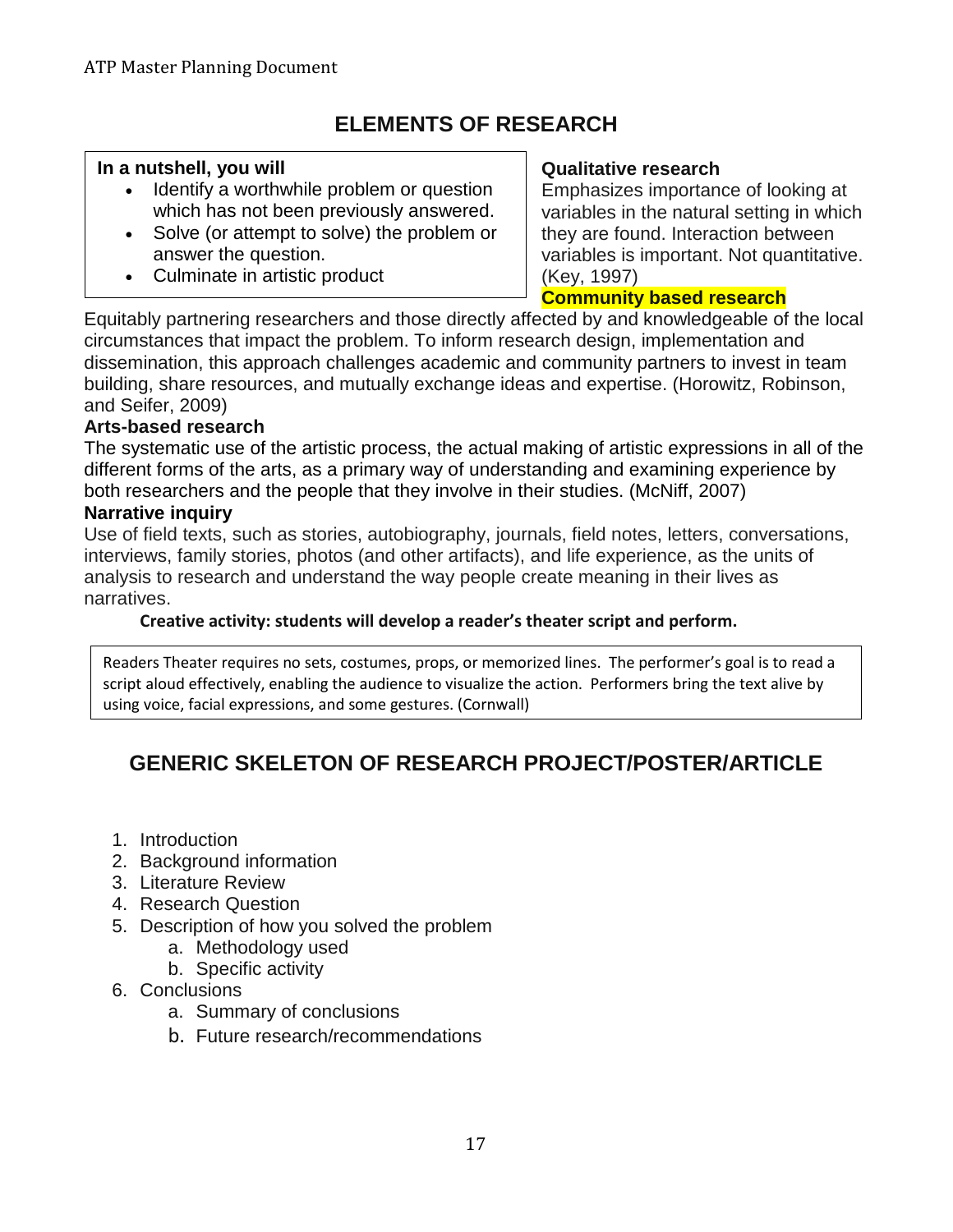# ELEMENTS OF RESEARCH

**In a nutshell, you will**

- Identify a worthwhile problem or question which has not been previously answered.
- Solve (or attempt to solve) the problem or answer the question.
- Culminate in artistic product

**Qualitative research**

Emphasizes importance of looking at variables in the natural setting in which they are found. Interaction between variables is important. Not quantitative. (Key, 1997)

**Community based research**

Equitably partnering researchers and those directly affected by and knowledgeable of the local circumstances that impact the problem. To inform research design, implementation and dissemination, this approach challenges academic and community partners to invest in team building, share resources, and mutually exchange ideas and expertise. (Horowitz, Robinson, and Seifer, 2009)

**Arts-based research**

The systematic use of the artistic process, the actual making of artistic expressions in all of the different forms of the arts, as a primary way of understanding and examining experience by both researchers and the people that they involve in their studies. (McNiff, 2007)

**Narrative inquiry**

Use of field texts, such as stories, autobiography, journals, field notes, letters, conversations, interviews, family stories, photos (and other artifacts), and life experience, as the units of analysis to research and understand the way people create meaning in their lives as narratives.

**Creative activity: students will develop a reader's theater script and perform.**

Readers Theater requires no sets, costumes, props, or memorized lines. The performer's goal is to read a script aloud effectively, enabling the audience to visualize the action. Performers bring the text alive by using voice, facial expressions, and some gestures. (Cornwall)

# GENERIC SKELETON OF RESEARCH PROJECT/POSTER/ARTICLE

1. Introduction
2. Background information
3. Literature Review
4. Research Question
5. Description of how you solved the problem
   a. Methodology used
   b. Specific activity
6. Conclusions
   a. Summary of conclusions
   b. Future research/recommendations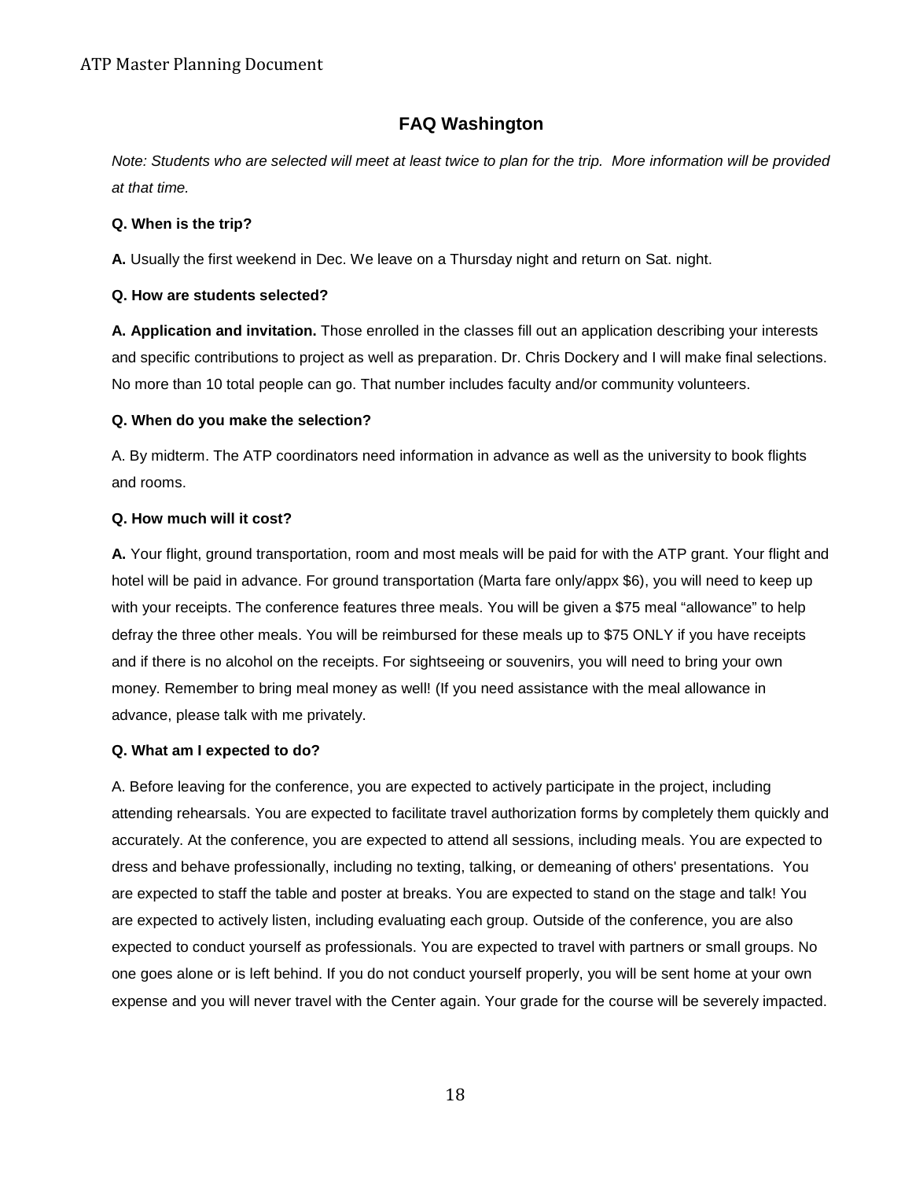## FAQ Washington

*Note: Students who are selected will meet at least twice to plan for the trip. More information will be provided at that time.*

**Q. When is the trip?**

**A.** Usually the first weekend in Dec. We leave on a Thursday night and return on Sat. night.

**Q. How are students selected?**

**A. Application and invitation.** Those enrolled in the classes fill out an application describing your interests and specific contributions to project as well as preparation. Dr. Chris Dockery and I will make final selections. No more than 10 total people can go. That number includes faculty and/or community volunteers.

**Q. When do you make the selection?**

A. By midterm. The ATP coordinators need information in advance as well as the university to book flights and rooms.

**Q. How much will it cost?**

**A.** Your flight, ground transportation, room and most meals will be paid for with the ATP grant. Your flight and hotel will be paid in advance. For ground transportation (Marta fare only/appx $6), you will need to keep up with your receipts. The conference features three meals. You will be given a $75 meal "allowance" to help defray the three other meals. You will be reimbursed for these meals up to $75 ONLY if you have receipts and if there is no alcohol on the receipts. For sightseeing or souvenirs, you will need to bring your own money. Remember to bring meal money as well! (If you need assistance with the meal allowance in advance, please talk with me privately.

**Q. What am I expected to do?**

A. Before leaving for the conference, you are expected to actively participate in the project, including attending rehearsals. You are expected to facilitate travel authorization forms by completely them quickly and accurately. At the conference, you are expected to attend all sessions, including meals. You are expected to dress and behave professionally, including no texting, talking, or demeaning of others' presentations. You are expected to staff the table and poster at breaks. You are expected to stand on the stage and talk! You are expected to actively listen, including evaluating each group. Outside of the conference, you are also expected to conduct yourself as professionals. You are expected to travel with partners or small groups. No one goes alone or is left behind. If you do not conduct yourself properly, you will be sent home at your own expense and you will never travel with the Center again. Your grade for the course will be severely impacted.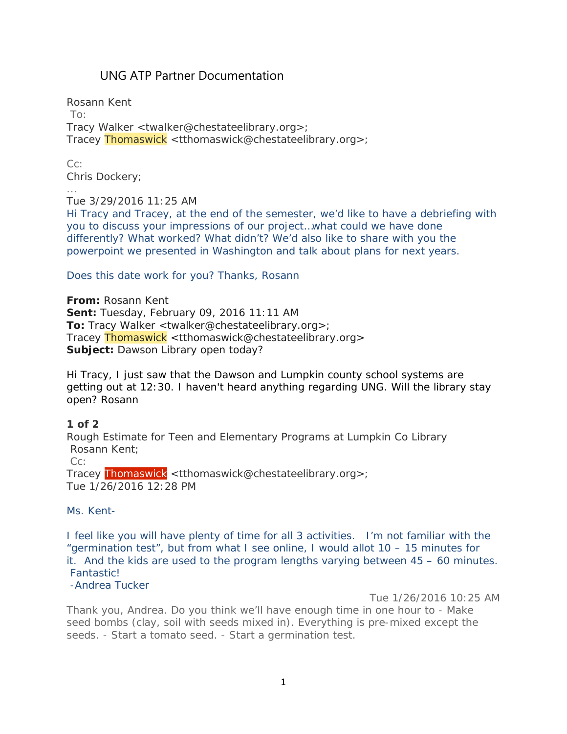UNG ATP Partner Documentation

Rosann Kent
To:
Tracy Walker <twalker@chestateelibrary.org>;
Tracey Thomaswick <tthomaswick@chestateelibrary.org>;

Cc:
Chris Dockery;
...
Tue 3/29/2016 11:25 AM
Hi Tracy and Tracey, at the end of the semester, we'd like to have a debriefing with you to discuss your impressions of our project…what could we have done differently? What worked? What didn't? We'd also like to share with you the powerpoint we presented in Washington and talk about plans for next years.

Does this date work for you? Thanks, Rosann

**From:** Rosann Kent
**Sent:** Tuesday, February 09, 2016 11:11 AM
**To:** Tracy Walker <twalker@chestateelibrary.org>; Tracey Thomaswick <tthomaswick@chestateelibrary.org>
**Subject:** Dawson Library open today?

Hi Tracy, I just saw that the Dawson and Lumpkin county school systems are getting out at 12:30. I haven't heard anything regarding UNG. Will the library stay open? Rosann

**1 of 2**
Rough Estimate for Teen and Elementary Programs at Lumpkin Co Library
Rosann Kent;
Cc:
Tracey Thomaswick <tthomaswick@chestateelibrary.org>;
Tue 1/26/2016 12:28 PM

Ms. Kent-

I feel like you will have plenty of time for all 3 activities. I'm not familiar with the "germination test", but from what I see online, I would allot 10 – 15 minutes for it. And the kids are used to the program lengths varying between 45 – 60 minutes. Fantastic!
-Andrea Tucker

Tue 1/26/2016 10:25 AM
Thank you, Andrea. Do you think we'll have enough time in one hour to - Make seed bombs (clay, soil with seeds mixed in). Everything is pre-mixed except the seeds. - Start a tomato seed. - Start a germination test.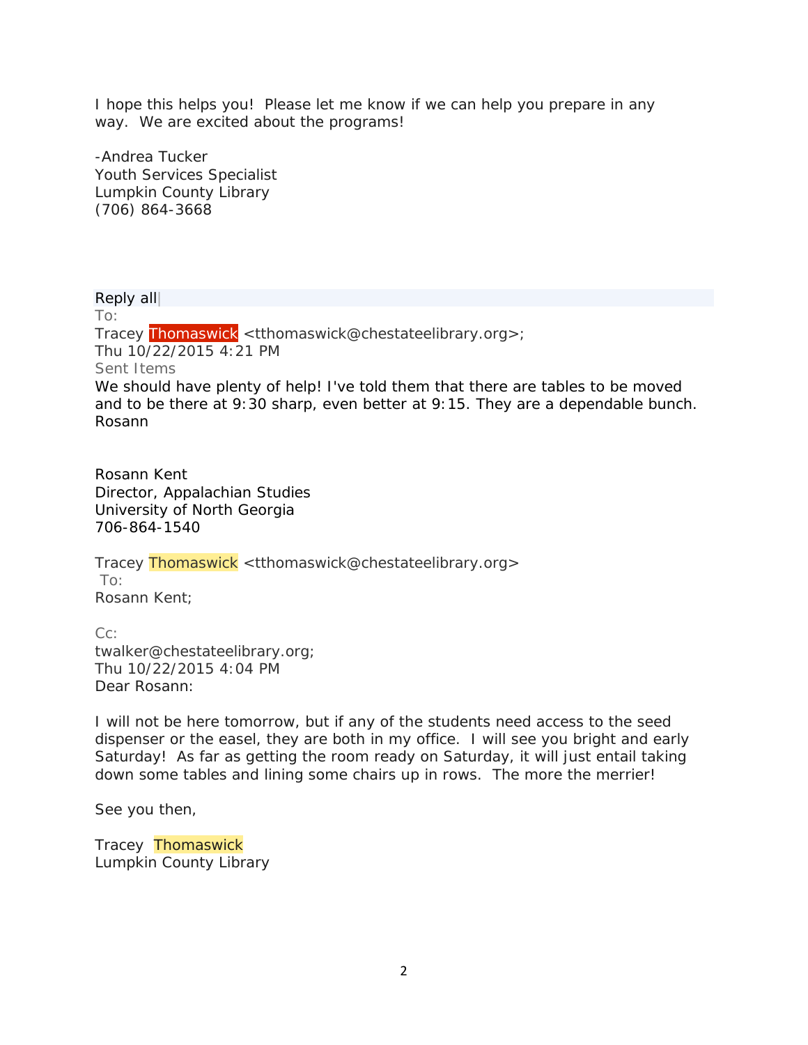I hope this helps you! Please let me know if we can help you prepare in any way. We are excited about the programs!

-Andrea Tucker  
Youth Services Specialist  
Lumpkin County Library  
(706) 864-3668

Reply all  
To:  
Tracey Thomaswick <tthomaswick@chestateelibrary.org>;  
Thu 10/22/2015 4:21 PM  
Sent Items

We should have plenty of help! I've told them that there are tables to be moved and to be there at 9:30 sharp, even better at 9:15. They are a dependable bunch.  
Rosann

Rosann Kent  
Director, Appalachian Studies  
University of North Georgia  
706-864-1540

Tracey Thomaswick <tthomaswick@chestateelibrary.org>  
To:  
Rosann Kent;

Cc:  
twalker@chestateelibrary.org;  
Thu 10/22/2015 4:04 PM

Dear Rosann:

I will not be here tomorrow, but if any of the students need access to the seed dispenser or the easel, they are both in my office. I will see you bright and early Saturday! As far as getting the room ready on Saturday, it will just entail taking down some tables and lining some chairs up in rows. The more the merrier!

See you then,

Tracey Thomaswick  
Lumpkin County Library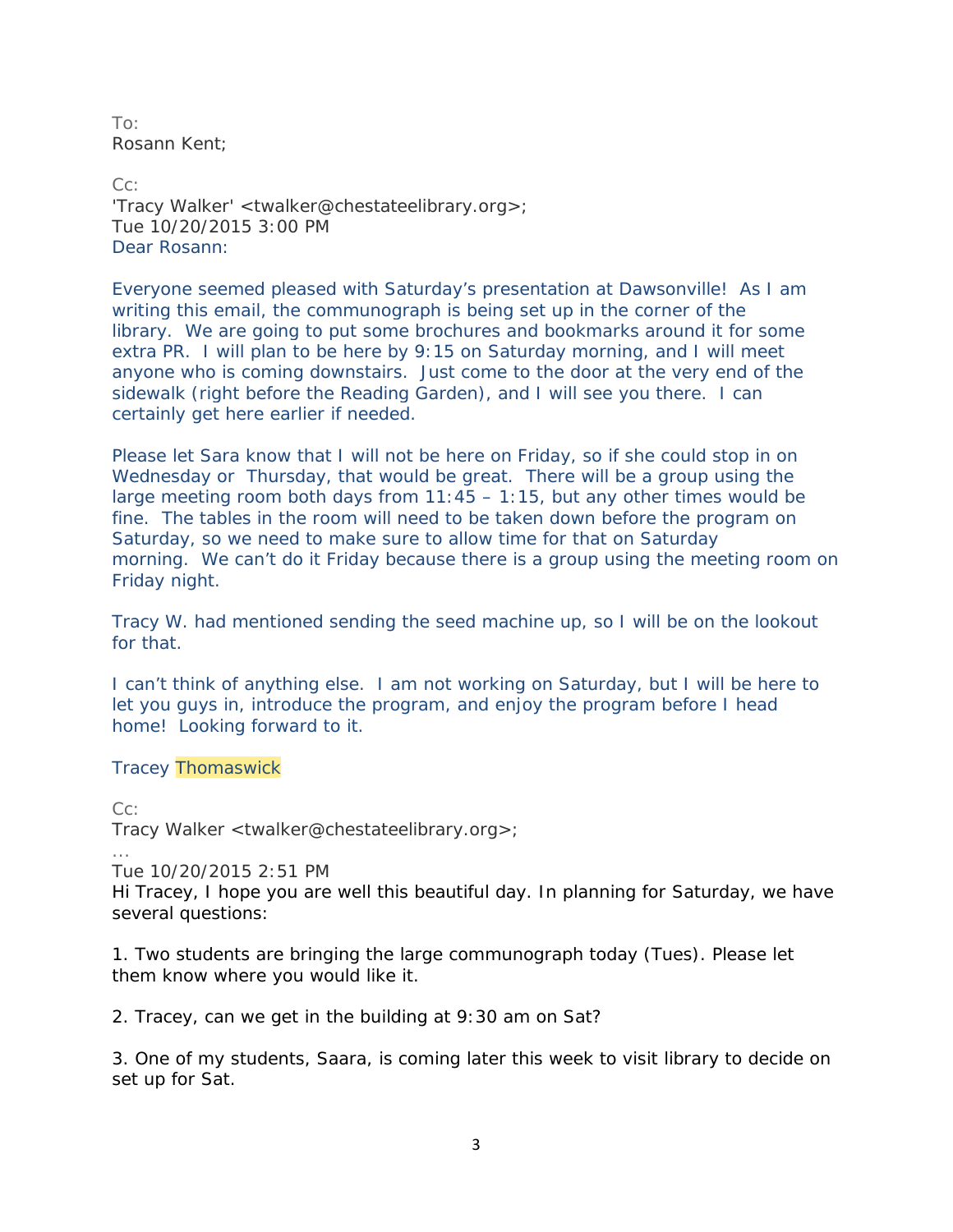To:
Rosann Kent;

Cc:
'Tracy Walker' <twalker@chestateelibrary.org>;
Tue 10/20/2015 3:00 PM
Dear Rosann:

Everyone seemed pleased with Saturday's presentation at Dawsonville! As I am writing this email, the communograph is being set up in the corner of the library. We are going to put some brochures and bookmarks around it for some extra PR. I will plan to be here by 9:15 on Saturday morning, and I will meet anyone who is coming downstairs. Just come to the door at the very end of the sidewalk (right before the Reading Garden), and I will see you there. I can certainly get here earlier if needed.

Please let Sara know that I will not be here on Friday, so if she could stop in on Wednesday or Thursday, that would be great. There will be a group using the large meeting room both days from 11:45 – 1:15, but any other times would be fine. The tables in the room will need to be taken down before the program on Saturday, so we need to make sure to allow time for that on Saturday morning. We can't do it Friday because there is a group using the meeting room on Friday night.

Tracy W. had mentioned sending the seed machine up, so I will be on the lookout for that.

I can't think of anything else. I am not working on Saturday, but I will be here to let you guys in, introduce the program, and enjoy the program before I head home! Looking forward to it.

Tracey Thomaswick

Cc:
Tracy Walker <twalker@chestateelibrary.org>;
…
Tue 10/20/2015 2:51 PM
Hi Tracey, I hope you are well this beautiful day. In planning for Saturday, we have several questions:

1. Two students are bringing the large communograph today (Tues). Please let them know where you would like it.

2. Tracey, can we get in the building at 9:30 am on Sat?

3. One of my students, Saara, is coming later this week to visit library to decide on set up for Sat.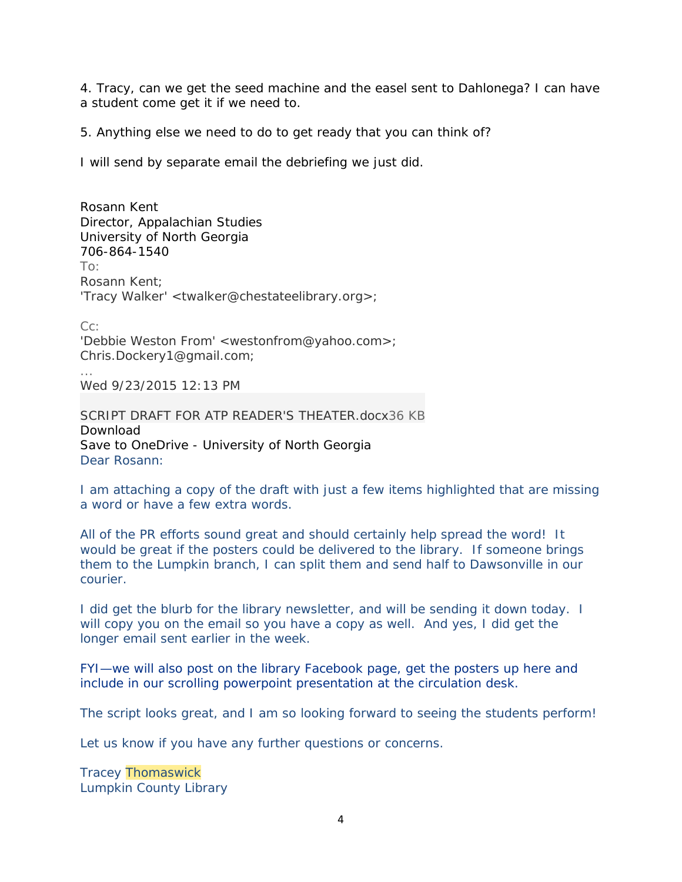4. Tracy, can we get the seed machine and the easel sent to Dahlonega? I can have a student come get it if we need to.

5. Anything else we need to do to get ready that you can think of?

I will send by separate email the debriefing we just did.

Rosann Kent
Director, Appalachian Studies
University of North Georgia
706-864-1540
To:
Rosann Kent;
'Tracy Walker' <twalker@chestateelibrary.org>;

Cc:
'Debbie Weston From' <westonfrom@yahoo.com>;
Chris.Dockery1@gmail.com;
...
Wed 9/23/2015 12:13 PM

SCRIPT DRAFT FOR ATP READER'S THEATER.docx36 KB
Download
Save to OneDrive - University of North Georgia
Dear Rosann:

I am attaching a copy of the draft with just a few items highlighted that are missing a word or have a few extra words.

All of the PR efforts sound great and should certainly help spread the word! It would be great if the posters could be delivered to the library. If someone brings them to the Lumpkin branch, I can split them and send half to Dawsonville in our courier.

I did get the blurb for the library newsletter, and will be sending it down today. I will copy you on the email so you have a copy as well. And yes, I did get the longer email sent earlier in the week.

FYI—we will also post on the library Facebook page, get the posters up here and include in our scrolling powerpoint presentation at the circulation desk.

The script looks great, and I am so looking forward to seeing the students perform!

Let us know if you have any further questions or concerns.

Tracey Thomaswick
Lumpkin County Library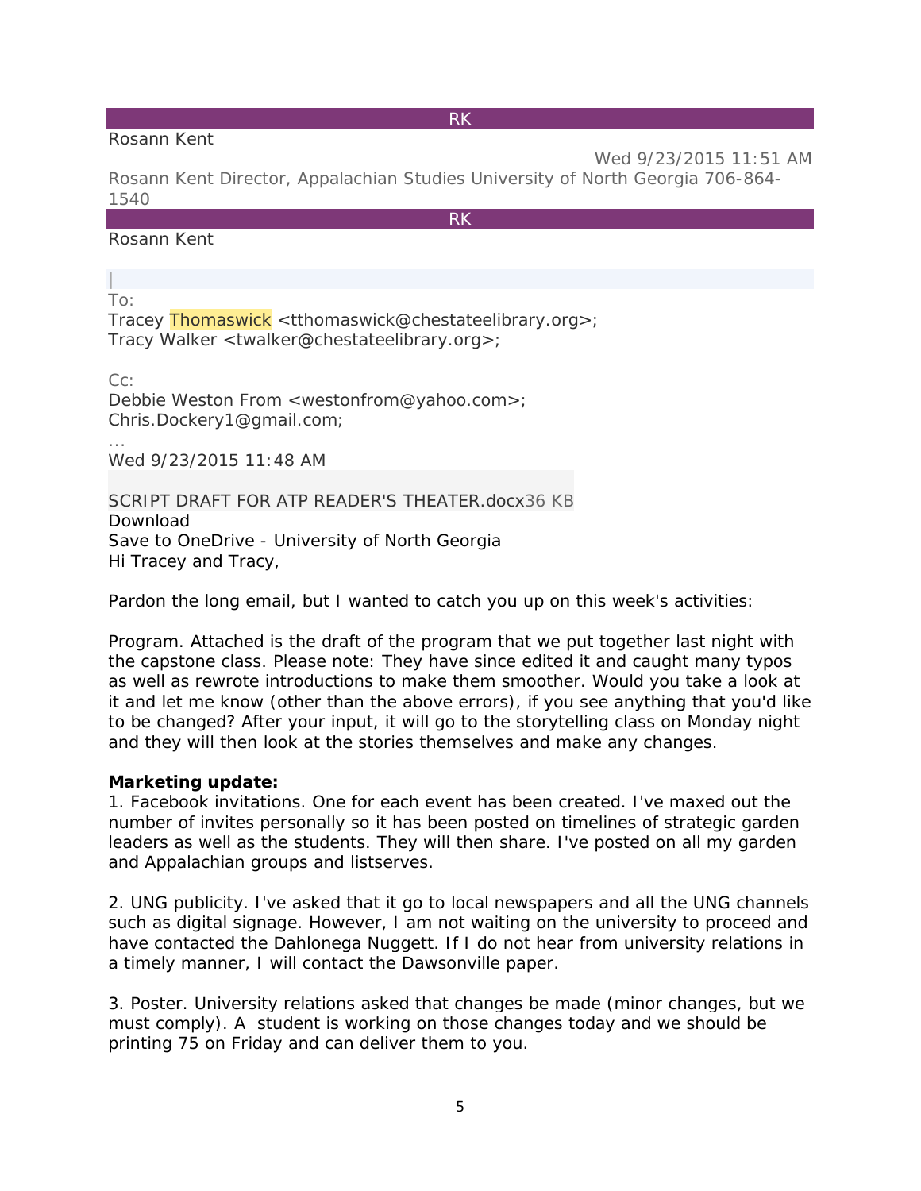RK

Rosann Kent

Wed 9/23/2015 11:51 AM

Rosann Kent Director, Appalachian Studies University of North Georgia 706-864-1540

RK

Rosann Kent

|

To:

Tracey Thomaswick <tthomaswick@chestateelibrary.org>;
Tracy Walker <twalker@chestateelibrary.org>;

Cc:

Debbie Weston From <westonfrom@yahoo.com>;
Chris.Dockery1@gmail.com;

...

Wed 9/23/2015 11:48 AM

SCRIPT DRAFT FOR ATP READER'S THEATER.docx36 KB

Download

Save to OneDrive - University of North Georgia

Hi Tracey and Tracy,

Pardon the long email, but I wanted to catch you up on this week's activities:

Program. Attached is the draft of the program that we put together last night with the capstone class. Please note: They have since edited it and caught many typos as well as rewrote introductions to make them smoother. Would you take a look at it and let me know (other than the above errors), if you see anything that you'd like to be changed? After your input, it will go to the storytelling class on Monday night and they will then look at the stories themselves and make any changes.

**Marketing update:**

1. Facebook invitations. One for each event has been created. I've maxed out the number of invites personally so it has been posted on timelines of strategic garden leaders as well as the students. They will then share. I've posted on all my garden and Appalachian groups and listserves.

2. UNG publicity. I've asked that it go to local newspapers and all the UNG channels such as digital signage. However, I am not waiting on the university to proceed and have contacted the Dahlonega Nuggett. If I do not hear from university relations in a timely manner, I will contact the Dawsonville paper.

3. Poster. University relations asked that changes be made (minor changes, but we must comply). A student is working on those changes today and we should be printing 75 on Friday and can deliver them to you.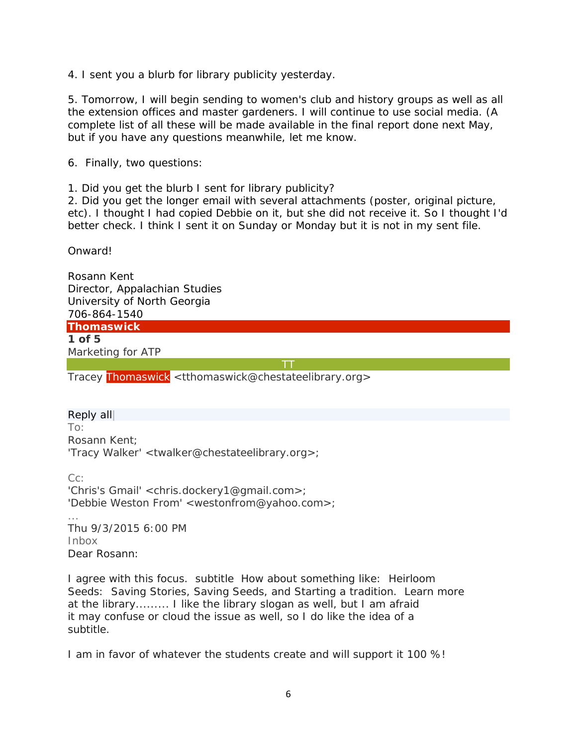4. I sent you a blurb for library publicity yesterday.

5. Tomorrow, I will begin sending to women's club and history groups as well as all the extension offices and master gardeners. I will continue to use social media. (A complete list of all these will be made available in the final report done next May, but if you have any questions meanwhile, let me know.

6. Finally, two questions:

1. Did you get the blurb I sent for library publicity?
2. Did you get the longer email with several attachments (poster, original picture, etc). I thought I had copied Debbie on it, but she did not receive it. So I thought I'd better check. I think I sent it on Sunday or Monday but it is not in my sent file.

Onward!

Rosann Kent
Director, Appalachian Studies
University of North Georgia
706-864-1540

**Thomaswick**

**1 of 5**

Marketing for ATP

TT

Tracey Thomaswick <tthomaswick@chestateelibrary.org>

Reply all

To:
Rosann Kent;
'Tracy Walker' <twalker@chestateelibrary.org>;

Cc:
'Chris's Gmail' <chris.dockery1@gmail.com>;
'Debbie Weston From' <westonfrom@yahoo.com>;
…
Thu 9/3/2015 6:00 PM
Inbox

Dear Rosann:

I agree with this focus. subtitle How about something like: Heirloom Seeds: Saving Stories, Saving Seeds, and Starting a tradition. Learn more at the library……… I like the library slogan as well, but I am afraid it may confuse or cloud the issue as well, so I do like the idea of a subtitle.

I am in favor of whatever the students create and will support it 100 %!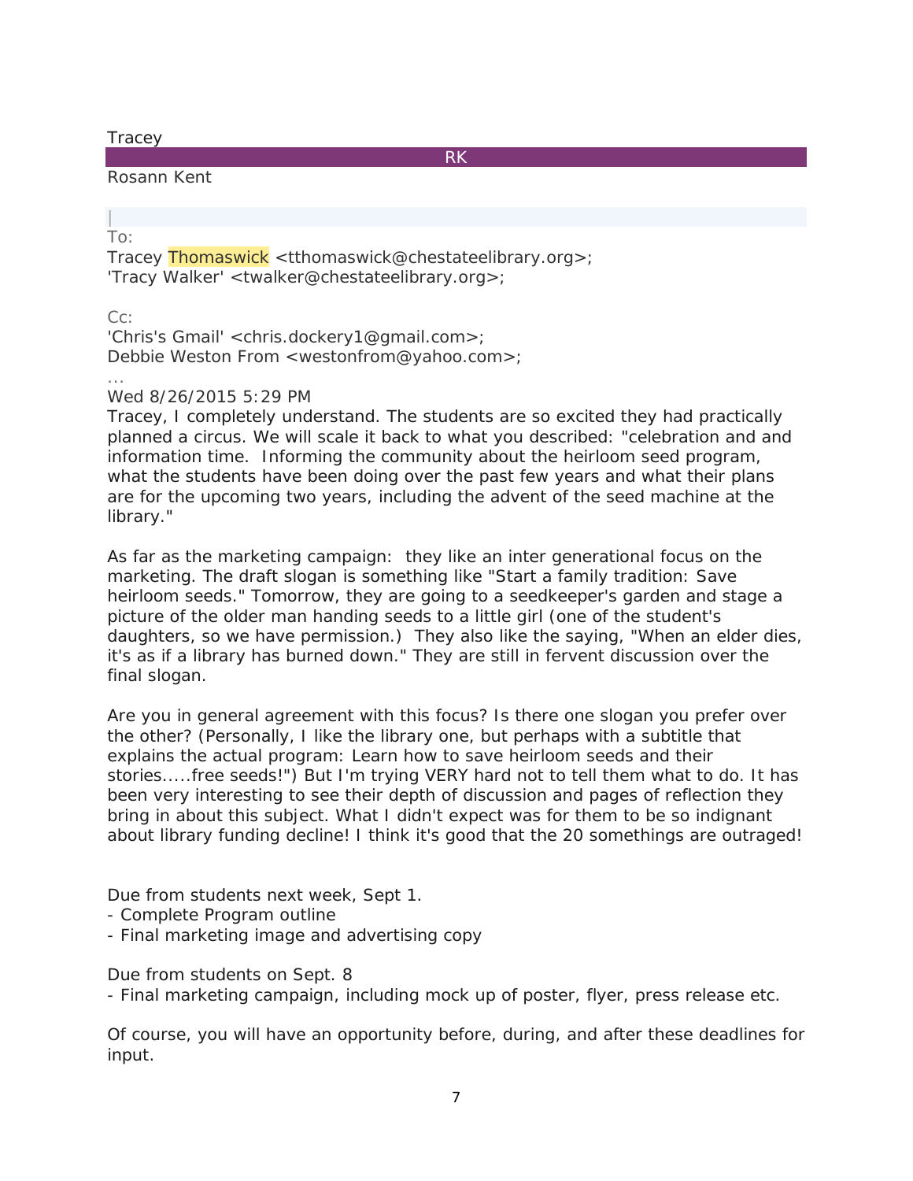Tracey

RK

Rosann Kent

|

To:

Tracey Thomaswick <tthomaswick@chestateelibrary.org>;
'Tracy Walker' <twalker@chestateelibrary.org>;

Cc:

'Chris's Gmail' <chris.dockery1@gmail.com>;
Debbie Weston From <westonfrom@yahoo.com>;

...

Wed 8/26/2015 5:29 PM

Tracey, I completely understand. The students are so excited they had practically planned a circus. We will scale it back to what you described: "celebration and and information time. Informing the community about the heirloom seed program, what the students have been doing over the past few years and what their plans are for the upcoming two years, including the advent of the seed machine at the library."

As far as the marketing campaign: they like an inter generational focus on the marketing. The draft slogan is something like "Start a family tradition: Save heirloom seeds." Tomorrow, they are going to a seedkeeper's garden and stage a picture of the older man handing seeds to a little girl (one of the student's daughters, so we have permission.) They also like the saying, "When an elder dies, it's as if a library has burned down." They are still in fervent discussion over the final slogan.

Are you in general agreement with this focus? Is there one slogan you prefer over the other? (Personally, I like the library one, but perhaps with a subtitle that explains the actual program: Learn how to save heirloom seeds and their stories.....free seeds!") But I'm trying VERY hard not to tell them what to do. It has been very interesting to see their depth of discussion and pages of reflection they bring in about this subject. What I didn't expect was for them to be so indignant about library funding decline! I think it's good that the 20 somethings are outraged!

Due from students next week, Sept 1.

- Complete Program outline
- Final marketing image and advertising copy

Due from students on Sept. 8

- Final marketing campaign, including mock up of poster, flyer, press release etc.

Of course, you will have an opportunity before, during, and after these deadlines for input.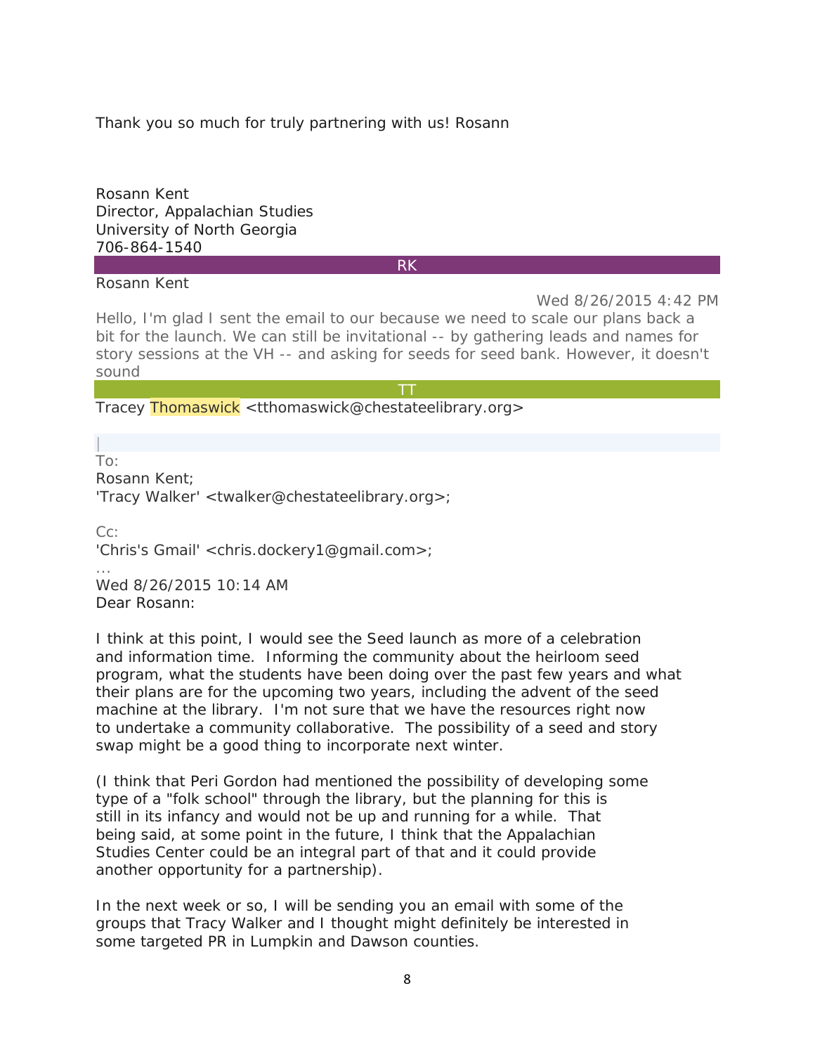Thank you so much for truly partnering with us! Rosann

Rosann Kent
Director, Appalachian Studies
University of North Georgia
706-864-1540

RK

Rosann Kent

Wed 8/26/2015 4:42 PM

Hello, I'm glad I sent the email to our because we need to scale our plans back a bit for the launch. We can still be invitational -- by gathering leads and names for story sessions at the VH -- and asking for seeds for seed bank. However, it doesn't sound

TT

Tracey Thomaswick <tthomaswick@chestateelibrary.org>

|

To:
Rosann Kent;
'Tracy Walker' <twalker@chestateelibrary.org>;

Cc:
'Chris's Gmail' <chris.dockery1@gmail.com>;
...

Wed 8/26/2015 10:14 AM

Dear Rosann:

I think at this point, I would see the Seed launch as more of a celebration and information time. Informing the community about the heirloom seed program, what the students have been doing over the past few years and what their plans are for the upcoming two years, including the advent of the seed machine at the library. I'm not sure that we have the resources right now to undertake a community collaborative. The possibility of a seed and story swap might be a good thing to incorporate next winter.

(I think that Peri Gordon had mentioned the possibility of developing some type of a "folk school" through the library, but the planning for this is still in its infancy and would not be up and running for a while. That being said, at some point in the future, I think that the Appalachian Studies Center could be an integral part of that and it could provide another opportunity for a partnership).

In the next week or so, I will be sending you an email with some of the groups that Tracy Walker and I thought might definitely be interested in some targeted PR in Lumpkin and Dawson counties.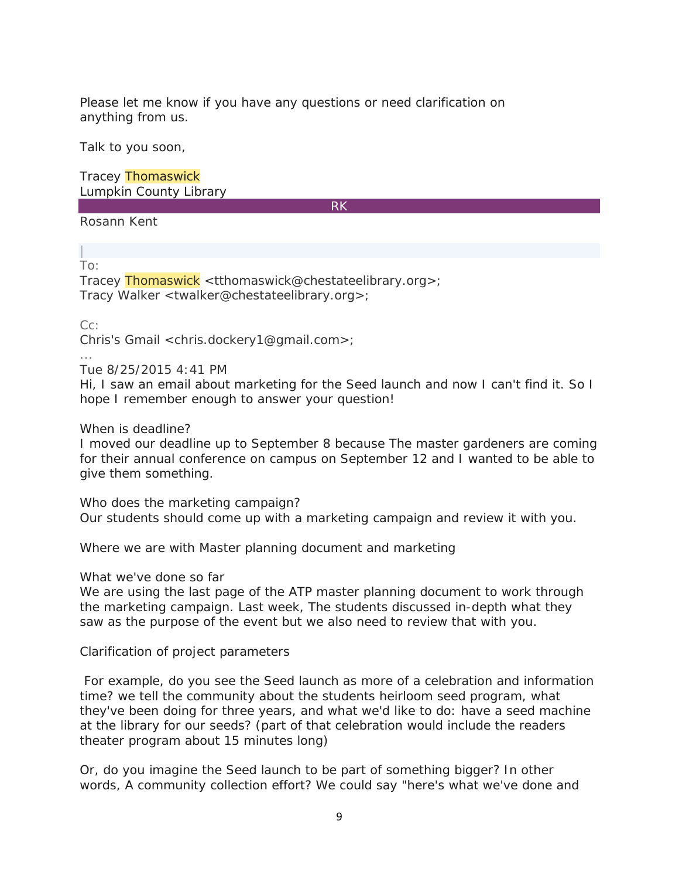Please let me know if you have any questions or need clarification on anything from us.

Talk to you soon,

Tracey Thomaswick
Lumpkin County Library

RK

Rosann Kent

|

To:
Tracey Thomaswick <tthomaswick@chestateelibrary.org>;
Tracy Walker <twalker@chestateelibrary.org>;

Cc:
Chris's Gmail <chris.dockery1@gmail.com>;

...

Tue 8/25/2015 4:41 PM

Hi, I saw an email about marketing for the Seed launch and now I can't find it. So I hope I remember enough to answer your question!

When is deadline?
I moved our deadline up to September 8 because The master gardeners are coming for their annual conference on campus on September 12 and I wanted to be able to give them something.

Who does the marketing campaign?
Our students should come up with a marketing campaign and review it with you.

Where we are with Master planning document and marketing

What we've done so far
We are using the last page of the ATP master planning document to work through the marketing campaign. Last week, The students discussed in-depth what they saw as the purpose of the event but we also need to review that with you.

Clarification of project parameters

For example, do you see the Seed launch as more of a celebration and information time? we tell the community about the students heirloom seed program, what they've been doing for three years, and what we'd like to do: have a seed machine at the library for our seeds? (part of that celebration would include the readers theater program about 15 minutes long)

Or, do you imagine the Seed launch to be part of something bigger? In other words, A community collection effort? We could say "here's what we've done and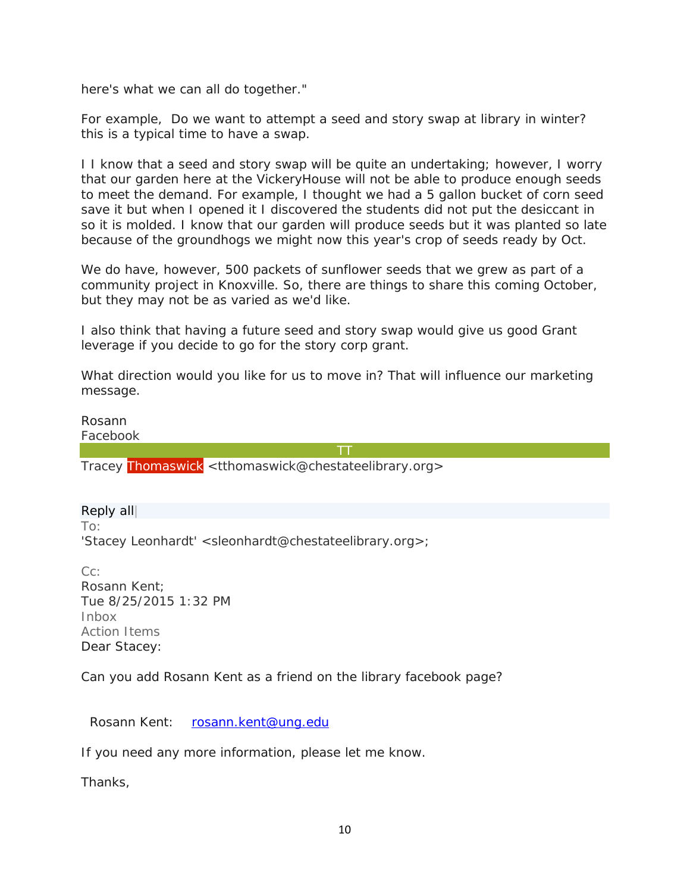here's what we can all do together."

For example,  Do we want to attempt a seed and story swap at library in winter? this is a typical time to have a swap.

I I know that a seed and story swap will be quite an undertaking; however, I worry that our garden here at the VickeryHouse will not be able to produce enough seeds to meet the demand. For example, I thought we had a 5 gallon bucket of corn seed save it but when I opened it I discovered the students did not put the desiccant in so it is molded. I know that our garden will produce seeds but it was planted so late because of the groundhogs we might now this year's crop of seeds ready by Oct.

We do have, however, 500 packets of sunflower seeds that we grew as part of a community project in Knoxville. So, there are things to share this coming October, but they may not be as varied as we'd like.

I also think that having a future seed and story swap would give us good Grant leverage if you decide to go for the story corp grant.

What direction would you like for us to move in? That will influence our marketing message.

Rosann
Facebook

TT

Tracey Thomaswick <tthomaswick@chestateelibrary.org>

Reply all

To:
'Stacey Leonhardt' <sleonhardt@chestateelibrary.org>;

Cc:
Rosann Kent;
Tue 8/25/2015 1:32 PM
Inbox
Action Items

Dear Stacey:

Can you add Rosann Kent as a friend on the library facebook page?

Rosann Kent:    rosann.kent@ung.edu

If you need any more information, please let me know.

Thanks,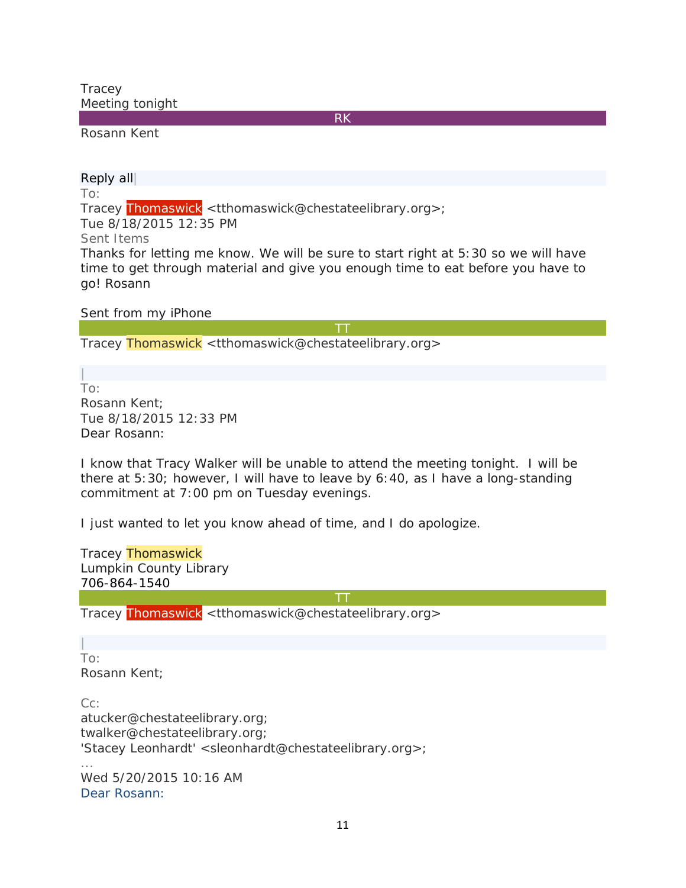Tracey
Meeting tonight

RK

Rosann Kent

Reply all|

To:
Tracey Thomaswick <tthomaswick@chestateelibrary.org>;
Tue 8/18/2015 12:35 PM
Sent Items

Thanks for letting me know. We will be sure to start right at 5:30 so we will have time to get through material and give you enough time to eat before you have to go! Rosann

Sent from my iPhone

TT

Tracey Thomaswick <tthomaswick@chestateelibrary.org>

|

To:
Rosann Kent;
Tue 8/18/2015 12:33 PM

Dear Rosann:

I know that Tracy Walker will be unable to attend the meeting tonight. I will be there at 5:30; however, I will have to leave by 6:40, as I have a long-standing commitment at 7:00 pm on Tuesday evenings.

I just wanted to let you know ahead of time, and I do apologize.

Tracey Thomaswick
Lumpkin County Library
706-864-1540

TT

Tracey Thomaswick <tthomaswick@chestateelibrary.org>

|

To:
Rosann Kent;

Cc:
atucker@chestateelibrary.org;
twalker@chestateelibrary.org;
'Stacey Leonhardt' <sleonhardt@chestateelibrary.org>;
…

Wed 5/20/2015 10:16 AM

Dear Rosann: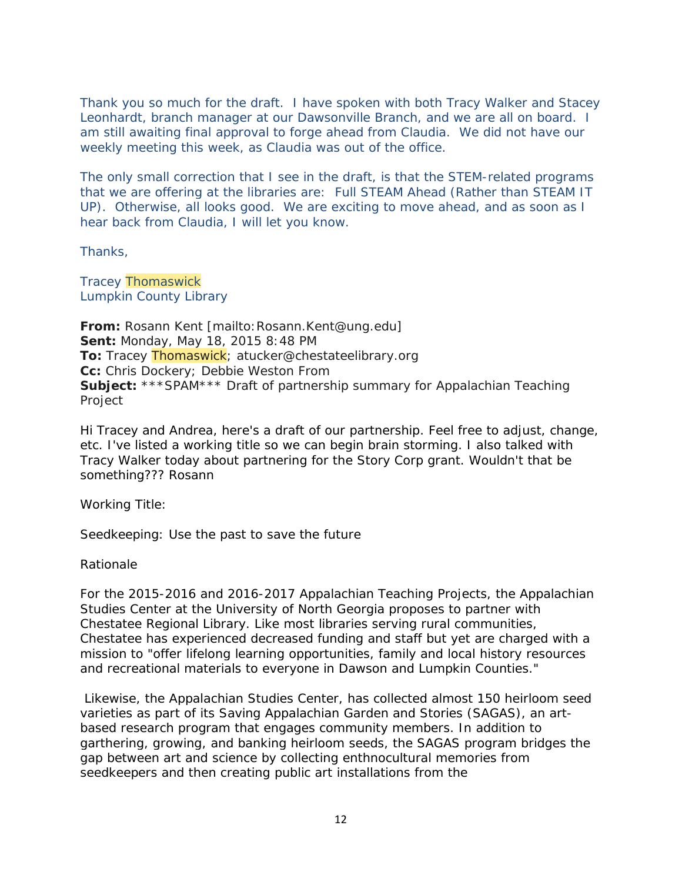Thank you so much for the draft. I have spoken with both Tracy Walker and Stacey Leonhardt, branch manager at our Dawsonville Branch, and we are all on board. I am still awaiting final approval to forge ahead from Claudia. We did not have our weekly meeting this week, as Claudia was out of the office.

The only small correction that I see in the draft, is that the STEM-related programs that we are offering at the libraries are: Full STEAM Ahead (Rather than STEAM IT UP). Otherwise, all looks good. We are exciting to move ahead, and as soon as I hear back from Claudia, I will let you know.

Thanks,

Tracey Thomaswick
Lumpkin County Library

**From:** Rosann Kent [mailto:Rosann.Kent@ung.edu]
**Sent:** Monday, May 18, 2015 8:48 PM
**To:** Tracey Thomaswick; atucker@chestateelibrary.org
**Cc:** Chris Dockery; Debbie Weston From
**Subject:** ***SPAM*** Draft of partnership summary for Appalachian Teaching Project

Hi Tracey and Andrea, here's a draft of our partnership. Feel free to adjust, change, etc. I've listed a working title so we can begin brain storming. I also talked with Tracy Walker today about partnering for the Story Corp grant. Wouldn't that be something??? Rosann

Working Title:

Seedkeeping: Use the past to save the future

Rationale

For the 2015-2016 and 2016-2017 Appalachian Teaching Projects, the Appalachian Studies Center at the University of North Georgia proposes to partner with Chestatee Regional Library. Like most libraries serving rural communities, Chestatee has experienced decreased funding and staff but yet are charged with a mission to "offer lifelong learning opportunities, family and local history resources and recreational materials to everyone in Dawson and Lumpkin Counties."

Likewise, the Appalachian Studies Center, has collected almost 150 heirloom seed varieties as part of its Saving Appalachian Garden and Stories (SAGAS), an art-based research program that engages community members. In addition to garthering, growing, and banking heirloom seeds, the SAGAS program bridges the gap between art and science by collecting enthnocultural memories from seedkeepers and then creating public art installations from the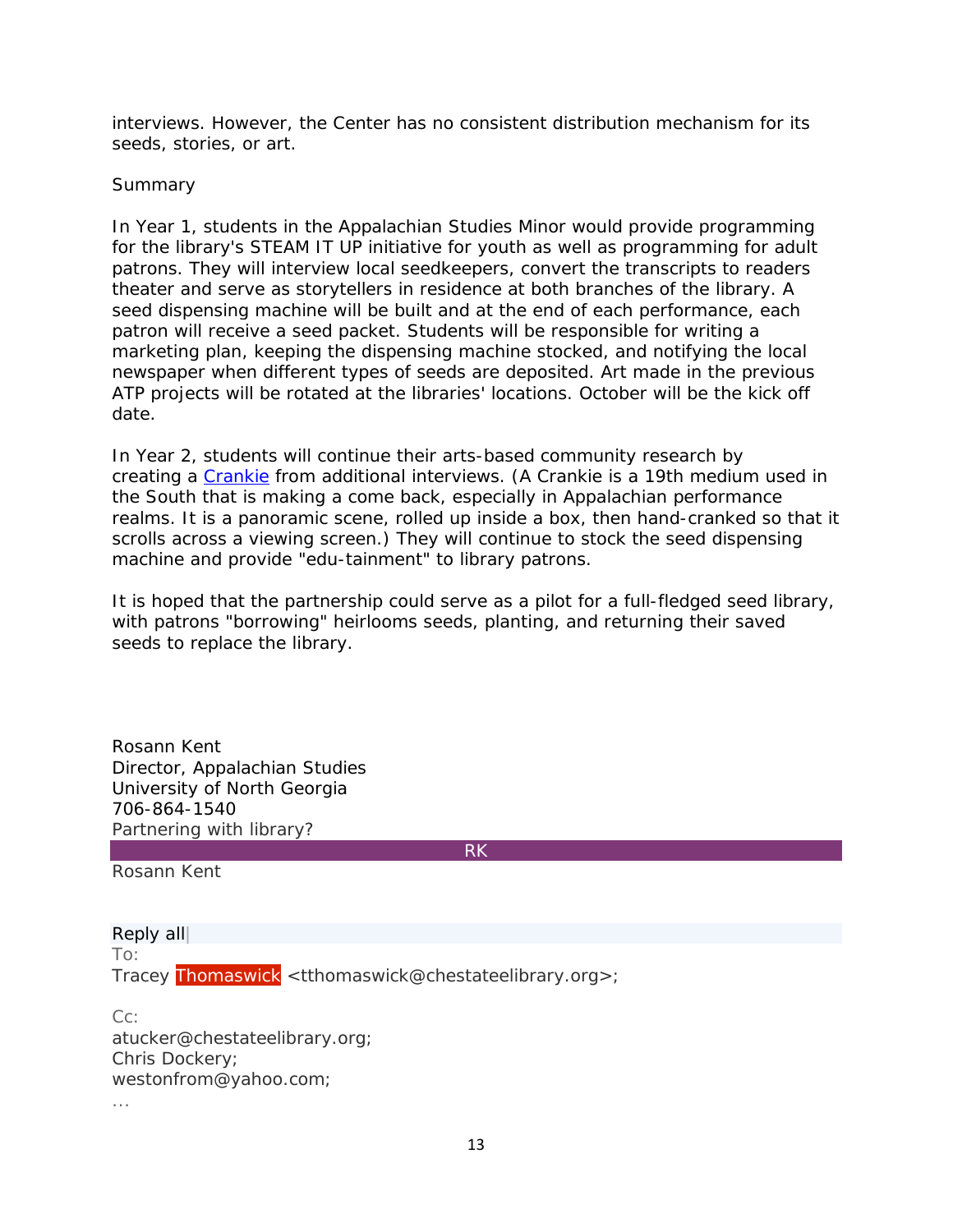interviews. However, the Center has no consistent distribution mechanism for its seeds, stories, or art.

Summary

In Year 1, students in the Appalachian Studies Minor would provide programming for the library's STEAM IT UP initiative for youth as well as programming for adult patrons. They will interview local seedkeepers, convert the transcripts to readers theater and serve as storytellers in residence at both branches of the library. A seed dispensing machine will be built and at the end of each performance, each patron will receive a seed packet. Students will be responsible for writing a marketing plan, keeping the dispensing machine stocked, and notifying the local newspaper when different types of seeds are deposited. Art made in the previous ATP projects will be rotated at the libraries' locations. October will be the kick off date.

In Year 2, students will continue their arts-based community research by creating a Crankie from additional interviews. (A Crankie is a 19th medium used in the South that is making a come back, especially in Appalachian performance realms. It is a panoramic scene, rolled up inside a box, then hand-cranked so that it scrolls across a viewing screen.) They will continue to stock the seed dispensing machine and provide "edu-tainment" to library patrons.

It is hoped that the partnership could serve as a pilot for a full-fledged seed library, with patrons "borrowing" heirlooms seeds, planting, and returning their saved seeds to replace the library.

Rosann Kent
Director, Appalachian Studies
University of North Georgia
706-864-1540
Partnering with library?

RK

Rosann Kent

Reply all

To:
Tracey Thomaswick <tthomaswick@chestateelibrary.org>;

Cc:
atucker@chestateelibrary.org;
Chris Dockery;
westonfrom@yahoo.com;
...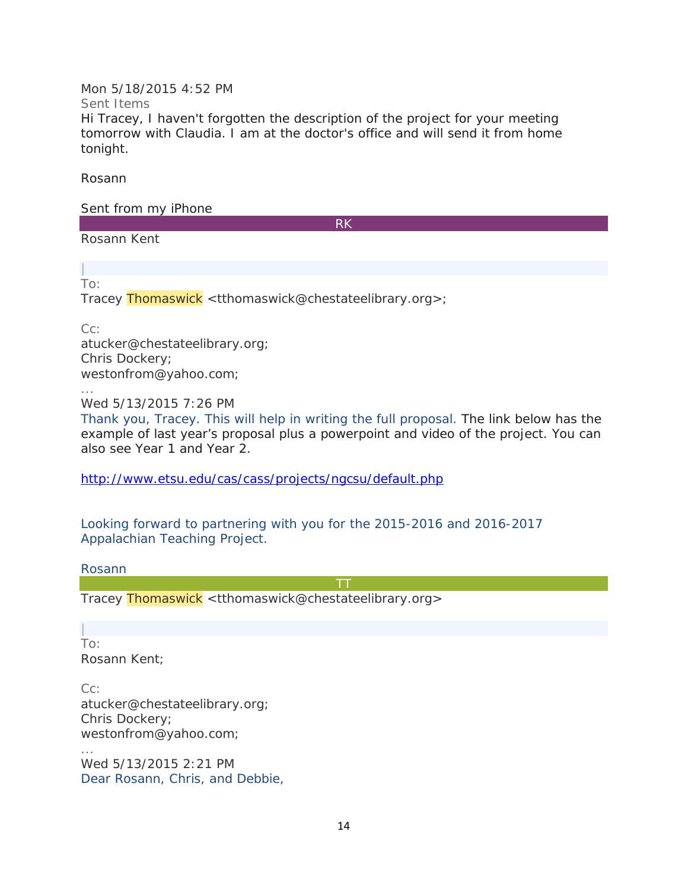Mon 5/18/2015 4:52 PM

Sent Items

Hi Tracey, I haven't forgotten the description of the project for your meeting tomorrow with Claudia. I am at the doctor's office and will send it from home tonight.

Rosann

Sent from my iPhone

RK

Rosann Kent

|

To:

Tracey Thomaswick <tthomaswick@chestateelibrary.org>;

Cc:

atucker@chestateelibrary.org;
Chris Dockery;
westonfrom@yahoo.com;

…

Wed 5/13/2015 7:26 PM

Thank you, Tracey. This will help in writing the full proposal. The link below has the example of last year's proposal plus a powerpoint and video of the project. You can also see Year 1 and Year 2.

http://www.etsu.edu/cas/cass/projects/ngcsu/default.php

Looking forward to partnering with you for the 2015-2016 and 2016-2017 Appalachian Teaching Project.

Rosann

TT

Tracey Thomaswick <tthomaswick@chestateelibrary.org>

|

To:

Rosann Kent;

Cc:

atucker@chestateelibrary.org;
Chris Dockery;
westonfrom@yahoo.com;

…

Wed 5/13/2015 2:21 PM

Dear Rosann, Chris, and Debbie,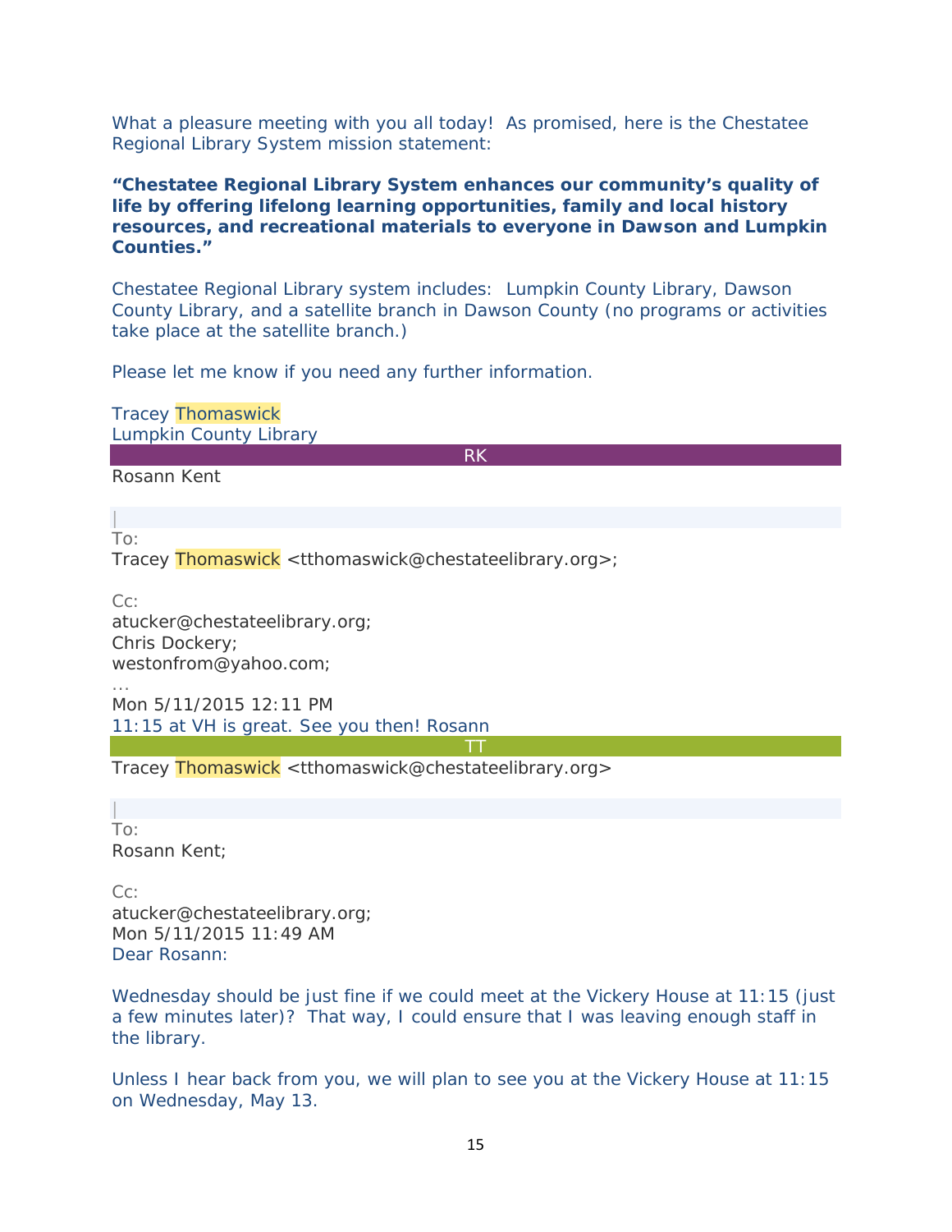What a pleasure meeting with you all today! As promised, here is the Chestatee Regional Library System mission statement:

**"Chestatee Regional Library System enhances our community's quality of life by offering lifelong learning opportunities, family and local history resources, and recreational materials to everyone in Dawson and Lumpkin Counties."**

Chestatee Regional Library system includes: Lumpkin County Library, Dawson County Library, and a satellite branch in Dawson County (no programs or activities take place at the satellite branch.)

Please let me know if you need any further information.

Tracey Thomaswick
Lumpkin County Library

RK

Rosann Kent

|

To:
Tracey Thomaswick <tthomaswick@chestateelibrary.org>;

Cc:
atucker@chestateelibrary.org;
Chris Dockery;
westonfrom@yahoo.com;
…
Mon 5/11/2015 12:11 PM

11:15 at VH is great. See you then! Rosann

TT

Tracey Thomaswick <tthomaswick@chestateelibrary.org>

|

To:
Rosann Kent;

Cc:
atucker@chestateelibrary.org;
Mon 5/11/2015 11:49 AM

Dear Rosann:

Wednesday should be just fine if we could meet at the Vickery House at 11:15 (just a few minutes later)? That way, I could ensure that I was leaving enough staff in the library.

Unless I hear back from you, we will plan to see you at the Vickery House at 11:15 on Wednesday, May 13.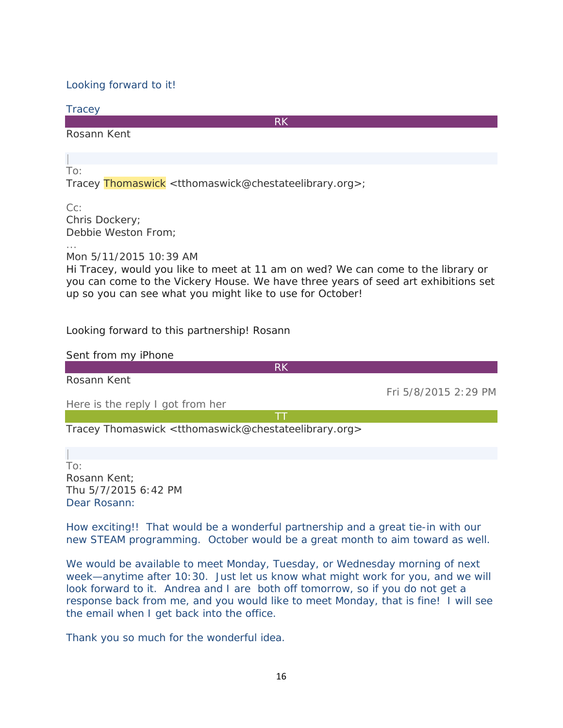Looking forward to it!

Tracey

RK

Rosann Kent

|

To:

Tracey Thomaswick <tthomaswick@chestateelibrary.org>;

Cc:

Chris Dockery;

Debbie Weston From;

...

Mon 5/11/2015 10:39 AM

Hi Tracey, would you like to meet at 11 am on wed? We can come to the library or you can come to the Vickery House. We have three years of seed art exhibitions set up so you can see what you might like to use for October!

Looking forward to this partnership! Rosann

Sent from my iPhone

RK

Rosann Kent

Fri 5/8/2015 2:29 PM

Here is the reply I got from her

TT

Tracey Thomaswick <tthomaswick@chestateelibrary.org>

|

To:

Rosann Kent;

Thu 5/7/2015 6:42 PM

Dear Rosann:

How exciting!! That would be a wonderful partnership and a great tie-in with our new STEAM programming. October would be a great month to aim toward as well.

We would be available to meet Monday, Tuesday, or Wednesday morning of next week—anytime after 10:30. Just let us know what might work for you, and we will look forward to it. Andrea and I are both off tomorrow, so if you do not get a response back from me, and you would like to meet Monday, that is fine! I will see the email when I get back into the office.

Thank you so much for the wonderful idea.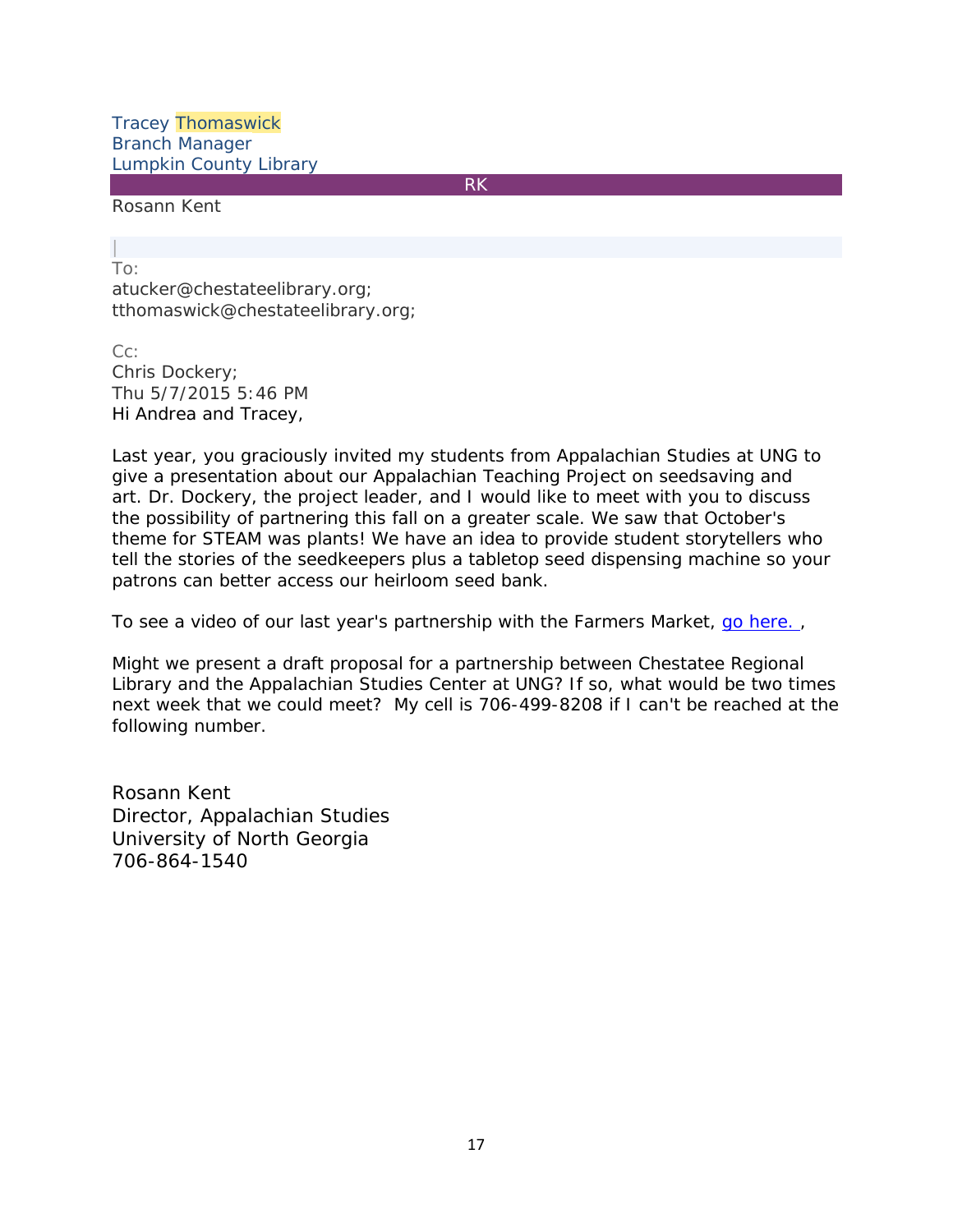Tracey Thomaswick
Branch Manager
Lumpkin County Library

RK

Rosann Kent

|

To:
atucker@chestateelibrary.org;
tthomaswick@chestateelibrary.org;

Cc:
Chris Dockery;
Thu 5/7/2015 5:46 PM

Hi Andrea and Tracey,

Last year, you graciously invited my students from Appalachian Studies at UNG to give a presentation about our Appalachian Teaching Project on seedsaving and art. Dr. Dockery, the project leader, and I would like to meet with you to discuss the possibility of partnering this fall on a greater scale. We saw that October's theme for STEAM was plants! We have an idea to provide student storytellers who tell the stories of the seedkeepers plus a tabletop seed dispensing machine so your patrons can better access our heirloom seed bank.

To see a video of our last year's partnership with the Farmers Market, go here. ,

Might we present a draft proposal for a partnership between Chestatee Regional Library and the Appalachian Studies Center at UNG? If so, what would be two times next week that we could meet? My cell is 706-499-8208 if I can't be reached at the following number.

Rosann Kent
Director, Appalachian Studies
University of North Georgia
706-864-1540